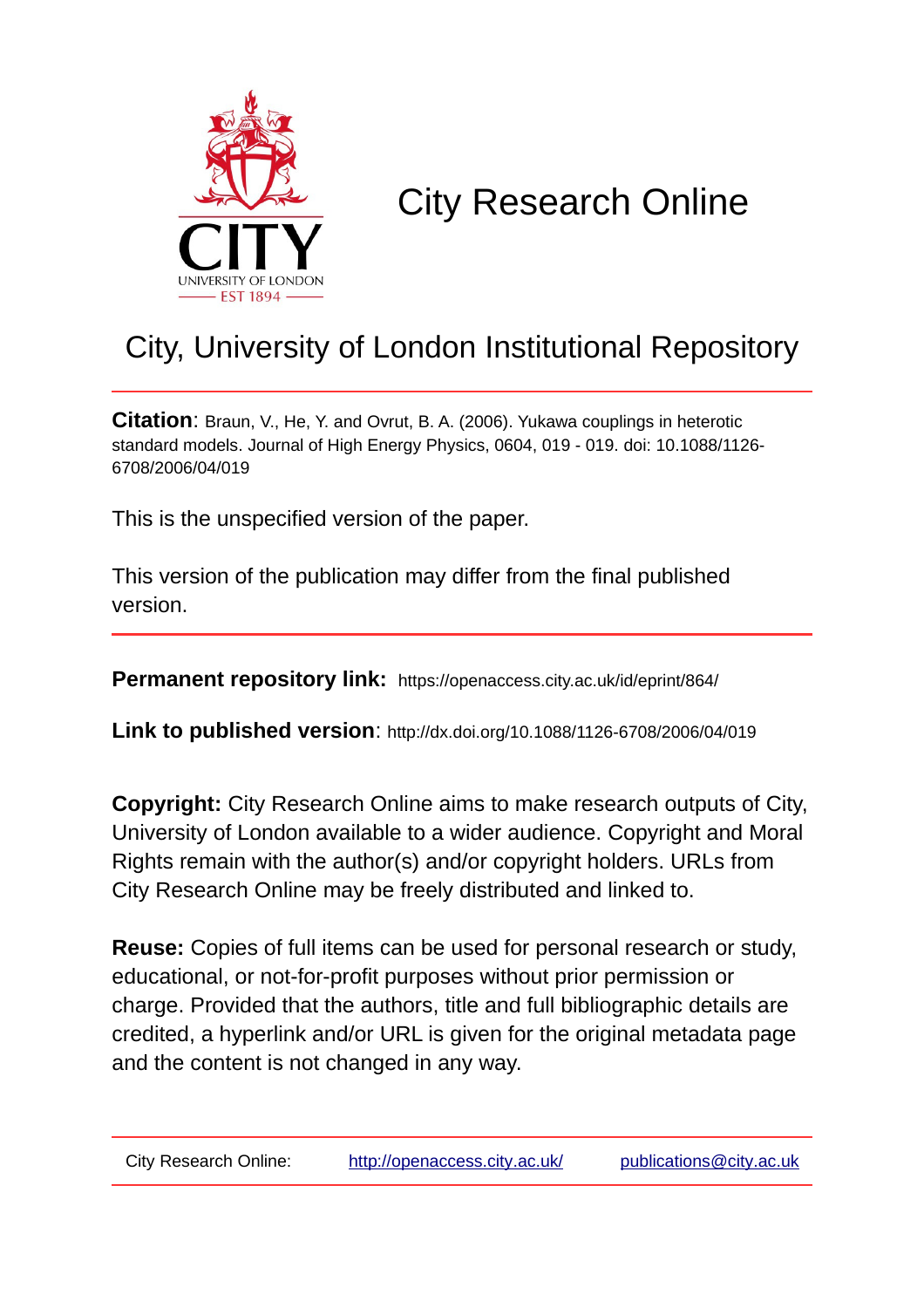# City Research Online

## City, University of London Institutional Repository

**Citation**: Braun, V., He, Y. and Ovrut, B. A. (2006). Yukawa couplings in heterotic standard models. Journal of High Energy Physics, 0604, 019 - 019. doi: 10.1088/1126-6708/2006/04/019

This is the unspecified version of the paper.

This version of the publication may differ from the final published version.

**Permanent repository link:** https://openaccess.city.ac.uk/id/eprint/864/

**Link to published version**: http://dx.doi.org/10.1088/1126-6708/2006/04/019

**Copyright:** City Research Online aims to make research outputs of City, University of London available to a wider audience. Copyright and Moral Rights remain with the author(s) and/or copyright holders. URLs from City Research Online may be freely distributed and linked to.

**Reuse:** Copies of full items can be used for personal research or study, educational, or not-for-profit purposes without prior permission or charge. Provided that the authors, title and full bibliographic details are credited, a hyperlink and/or URL is given for the original metadata page and the content is not changed in any way.

City Research Online: http://openaccess.city.ac.uk/ publications@city.ac.uk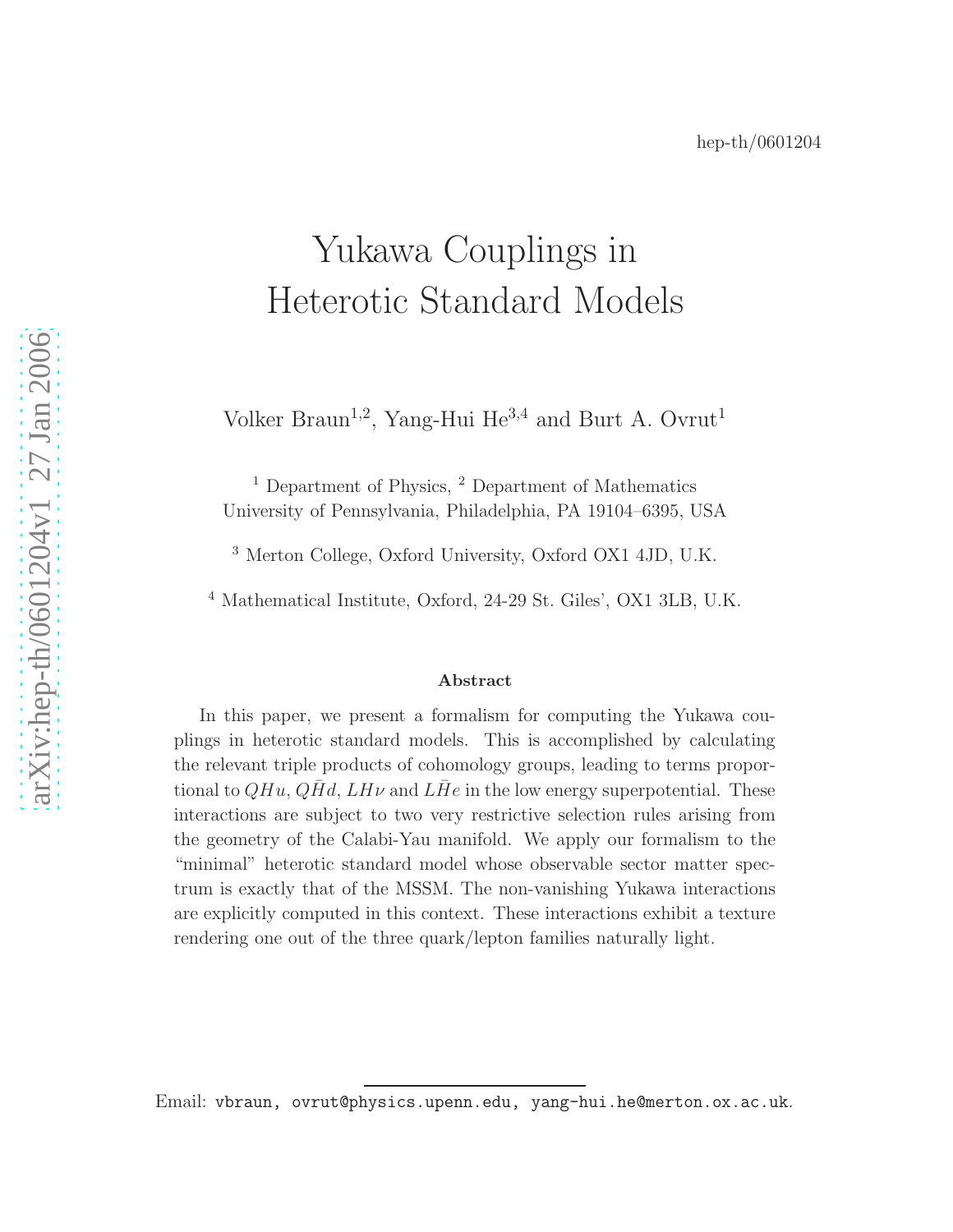hep-th/0601204

# Yukawa Couplings in Heterotic Standard Models

Volker Braun[1,2], Yang-Hui He[3,4] and Burt A. Ovrut[1]

[1] Department of Physics, [2] Department of Mathematics
University of Pennsylvania, Philadelphia, PA 19104–6395, USA

[3] Merton College, Oxford University, Oxford OX1 4JD, U.K.

[4] Mathematical Institute, Oxford, 24-29 St. Giles', OX1 3LB, U.K.

### Abstract

In this paper, we present a formalism for computing the Yukawa couplings in heterotic standard models. This is accomplished by calculating the relevant triple products of cohomology groups, leading to terms proportional to $QHu$, $Q\bar{H}d$, $LH\nu$ and $L\bar{H}e$ in the low energy superpotential. These interactions are subject to two very restrictive selection rules arising from the geometry of the Calabi-Yau manifold. We apply our formalism to the "minimal" heterotic standard model whose observable sector matter spectrum is exactly that of the MSSM. The non-vanishing Yukawa interactions are explicitly computed in this context. These interactions exhibit a texture rendering one out of the three quark/lepton families naturally light.

Email: `vbraun, ovrut@physics.upenn.edu, yang-hui.he@merton.ox.ac.uk`.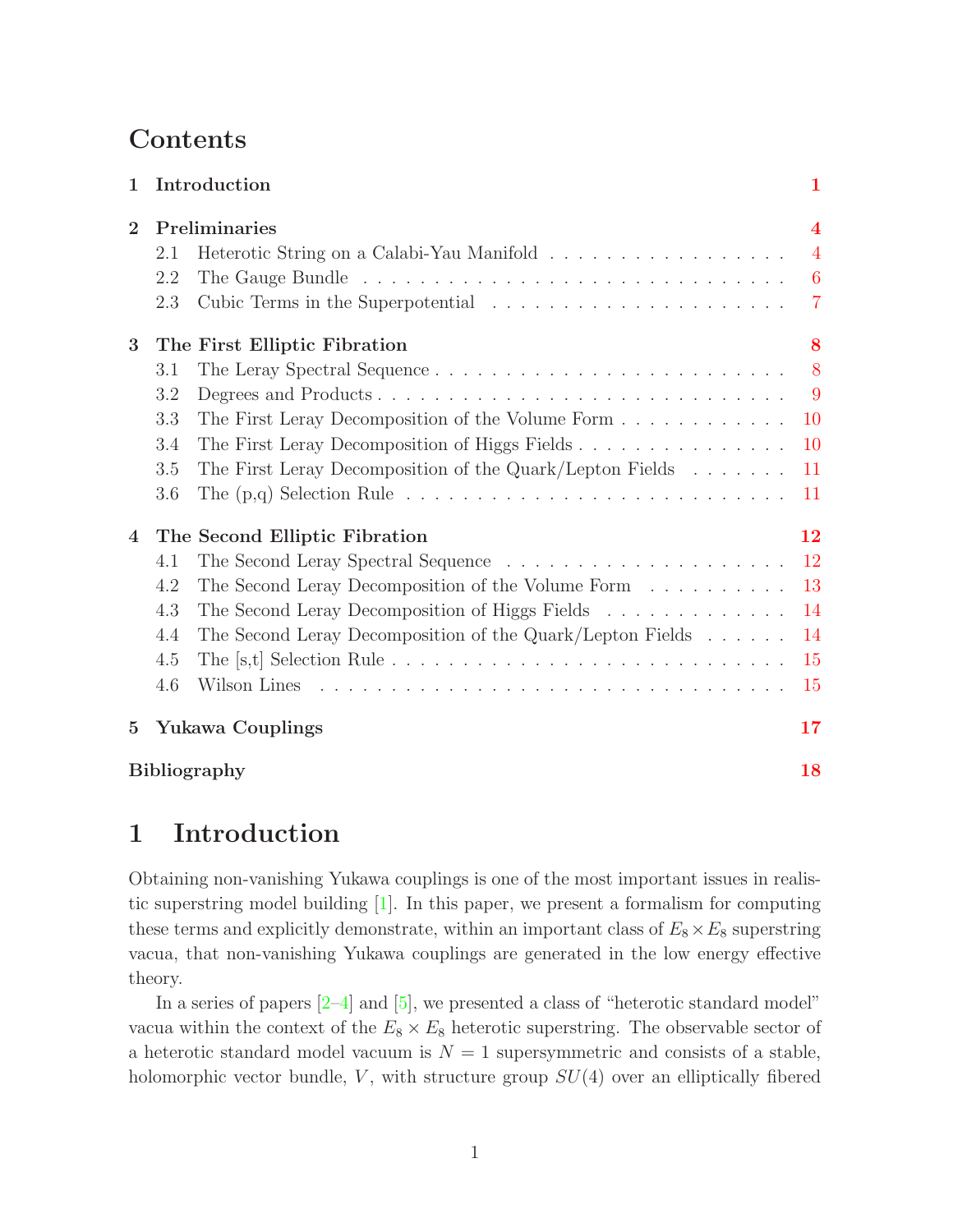# Contents

| | | |
|---|---|---|
| **1** | **Introduction** | **1** |
| **2** | **Preliminaries** | **4** |
| | 2.1 Heterotic String on a Calabi-Yau Manifold | 4 |
| | 2.2 The Gauge Bundle | 6 |
| | 2.3 Cubic Terms in the Superpotential | 7 |
| **3** | **The First Elliptic Fibration** | **8** |
| | 3.1 The Leray Spectral Sequence | 8 |
| | 3.2 Degrees and Products | 9 |
| | 3.3 The First Leray Decomposition of the Volume Form | 10 |
| | 3.4 The First Leray Decomposition of Higgs Fields | 10 |
| | 3.5 The First Leray Decomposition of the Quark/Lepton Fields | 11 |
| | 3.6 The (p,q) Selection Rule | 11 |
| **4** | **The Second Elliptic Fibration** | **12** |
| | 4.1 The Second Leray Spectral Sequence | 12 |
| | 4.2 The Second Leray Decomposition of the Volume Form | 13 |
| | 4.3 The Second Leray Decomposition of Higgs Fields | 14 |
| | 4.4 The Second Leray Decomposition of the Quark/Lepton Fields | 14 |
| | 4.5 The [s,t] Selection Rule | 15 |
| | 4.6 Wilson Lines | 15 |
| **5** | **Yukawa Couplings** | **17** |
| | **Bibliography** | **18** |

# 1 Introduction

Obtaining non-vanishing Yukawa couplings is one of the most important issues in realistic superstring model building [1]. In this paper, we present a formalism for computing these terms and explicitly demonstrate, within an important class of $E_8 \times E_8$ superstring vacua, that non-vanishing Yukawa couplings are generated in the low energy effective theory.

In a series of papers [2–4] and [5], we presented a class of "heterotic standard model" vacua within the context of the $E_8 \times E_8$ heterotic superstring. The observable sector of a heterotic standard model vacuum is $N = 1$ supersymmetric and consists of a stable, holomorphic vector bundle, $V$, with structure group $SU(4)$ over an elliptically fibered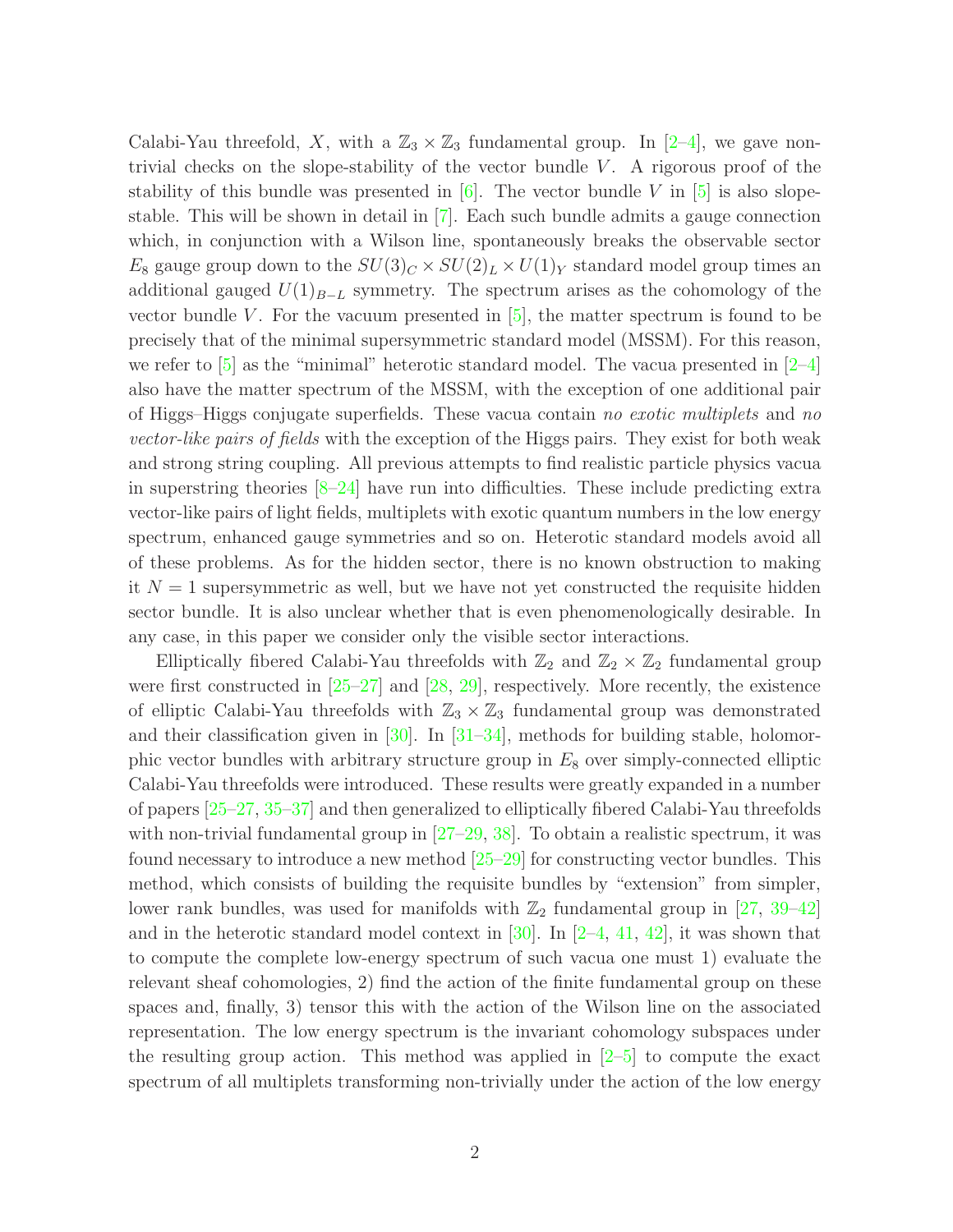Calabi-Yau threefold, $X$, with a $\mathbb{Z}_3 \times \mathbb{Z}_3$ fundamental group. In [2–4], we gave non-trivial checks on the slope-stability of the vector bundle $V$. A rigorous proof of the stability of this bundle was presented in [6]. The vector bundle $V$ in [5] is also slope-stable. This will be shown in detail in [7]. Each such bundle admits a gauge connection which, in conjunction with a Wilson line, spontaneously breaks the observable sector $E_8$ gauge group down to the $SU(3)_C \times SU(2)_L \times U(1)_Y$ standard model group times an additional gauged $U(1)_{B-L}$ symmetry. The spectrum arises as the cohomology of the vector bundle $V$. For the vacuum presented in [5], the matter spectrum is found to be precisely that of the minimal supersymmetric standard model (MSSM). For this reason, we refer to [5] as the "minimal" heterotic standard model. The vacua presented in [2–4] also have the matter spectrum of the MSSM, with the exception of one additional pair of Higgs–Higgs conjugate superfields. These vacua contain *no exotic multiplets* and *no vector-like pairs of fields* with the exception of the Higgs pairs. They exist for both weak and strong string coupling. All previous attempts to find realistic particle physics vacua in superstring theories [8–24] have run into difficulties. These include predicting extra vector-like pairs of light fields, multiplets with exotic quantum numbers in the low energy spectrum, enhanced gauge symmetries and so on. Heterotic standard models avoid all of these problems. As for the hidden sector, there is no known obstruction to making it $N = 1$ supersymmetric as well, but we have not yet constructed the requisite hidden sector bundle. It is also unclear whether that is even phenomenologically desirable. In any case, in this paper we consider only the visible sector interactions.

Elliptically fibered Calabi-Yau threefolds with $\mathbb{Z}_2$ and $\mathbb{Z}_2 \times \mathbb{Z}_2$ fundamental group were first constructed in [25–27] and [28, 29], respectively. More recently, the existence of elliptic Calabi-Yau threefolds with $\mathbb{Z}_3 \times \mathbb{Z}_3$ fundamental group was demonstrated and their classification given in [30]. In [31–34], methods for building stable, holomorphic vector bundles with arbitrary structure group in $E_8$ over simply-connected elliptic Calabi-Yau threefolds were introduced. These results were greatly expanded in a number of papers [25–27, 35–37] and then generalized to elliptically fibered Calabi-Yau threefolds with non-trivial fundamental group in [27–29, 38]. To obtain a realistic spectrum, it was found necessary to introduce a new method [25–29] for constructing vector bundles. This method, which consists of building the requisite bundles by "extension" from simpler, lower rank bundles, was used for manifolds with $\mathbb{Z}_2$ fundamental group in [27, 39–42] and in the heterotic standard model context in [30]. In [2–4, 41, 42], it was shown that to compute the complete low-energy spectrum of such vacua one must 1) evaluate the relevant sheaf cohomologies, 2) find the action of the finite fundamental group on these spaces and, finally, 3) tensor this with the action of the Wilson line on the associated representation. The low energy spectrum is the invariant cohomology subspaces under the resulting group action. This method was applied in [2–5] to compute the exact spectrum of all multiplets transforming non-trivially under the action of the low energy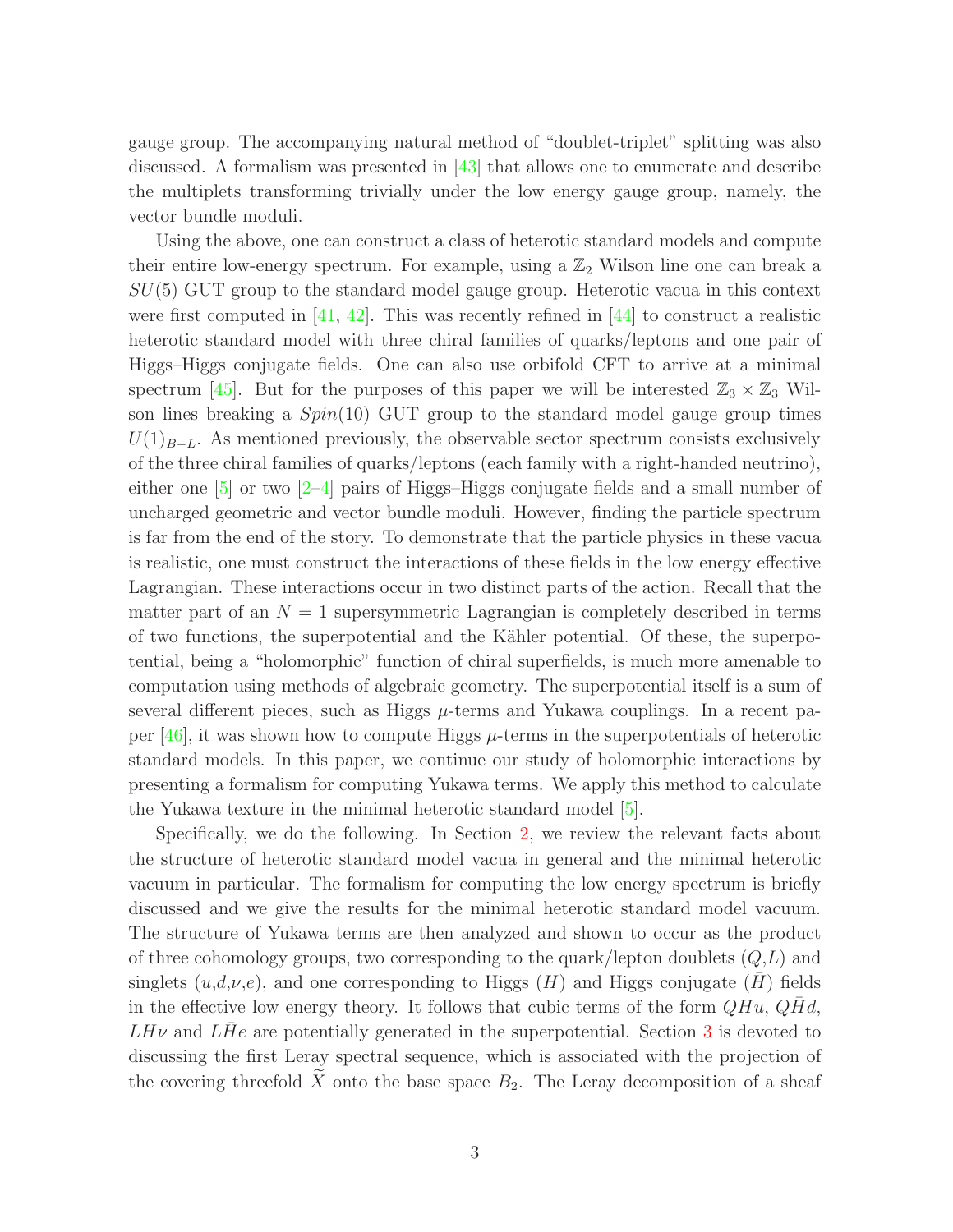gauge group. The accompanying natural method of "doublet-triplet" splitting was also discussed. A formalism was presented in [43] that allows one to enumerate and describe the multiplets transforming trivially under the low energy gauge group, namely, the vector bundle moduli.

Using the above, one can construct a class of heterotic standard models and compute their entire low-energy spectrum. For example, using a $\mathbb{Z}_2$ Wilson line one can break a $SU(5)$ GUT group to the standard model gauge group. Heterotic vacua in this context were first computed in [41, 42]. This was recently refined in [44] to construct a realistic heterotic standard model with three chiral families of quarks/leptons and one pair of Higgs–Higgs conjugate fields. One can also use orbifold CFT to arrive at a minimal spectrum [45]. But for the purposes of this paper we will be interested $\mathbb{Z}_3 \times \mathbb{Z}_3$ Wilson lines breaking a $Spin(10)$ GUT group to the standard model gauge group times $U(1)_{B-L}$. As mentioned previously, the observable sector spectrum consists exclusively of the three chiral families of quarks/leptons (each family with a right-handed neutrino), either one [5] or two [2–4] pairs of Higgs–Higgs conjugate fields and a small number of uncharged geometric and vector bundle moduli. However, finding the particle spectrum is far from the end of the story. To demonstrate that the particle physics in these vacua is realistic, one must construct the interactions of these fields in the low energy effective Lagrangian. These interactions occur in two distinct parts of the action. Recall that the matter part of an $N = 1$ supersymmetric Lagrangian is completely described in terms of two functions, the superpotential and the Kähler potential. Of these, the superpotential, being a "holomorphic" function of chiral superfields, is much more amenable to computation using methods of algebraic geometry. The superpotential itself is a sum of several different pieces, such as Higgs $\mu$-terms and Yukawa couplings. In a recent paper [46], it was shown how to compute Higgs $\mu$-terms in the superpotentials of heterotic standard models. In this paper, we continue our study of holomorphic interactions by presenting a formalism for computing Yukawa terms. We apply this method to calculate the Yukawa texture in the minimal heterotic standard model [5].

Specifically, we do the following. In Section 2, we review the relevant facts about the structure of heterotic standard model vacua in general and the minimal heterotic vacuum in particular. The formalism for computing the low energy spectrum is briefly discussed and we give the results for the minimal heterotic standard model vacuum. The structure of Yukawa terms are then analyzed and shown to occur as the product of three cohomology groups, two corresponding to the quark/lepton doublets ($Q$,$L$) and singlets ($u$,$d$,$\nu$,$e$), and one corresponding to Higgs ($H$) and Higgs conjugate ($\bar{H}$) fields in the effective low energy theory. It follows that cubic terms of the form $QHu$, $Q\bar{H}d$, $LH\nu$ and $L\bar{H}e$ are potentially generated in the superpotential. Section 3 is devoted to discussing the first Leray spectral sequence, which is associated with the projection of the covering threefold $\widetilde{X}$ onto the base space $B_2$. The Leray decomposition of a sheaf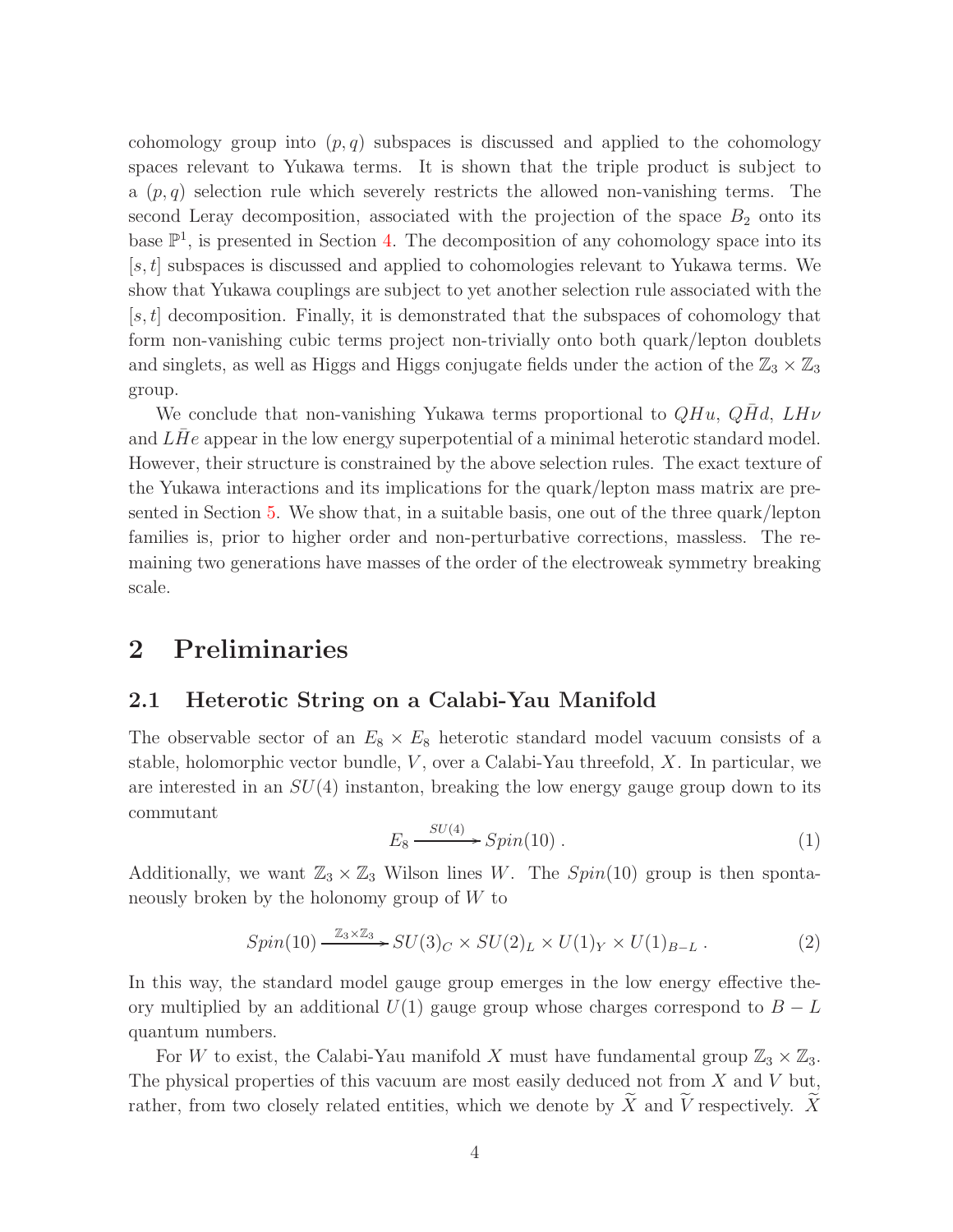cohomology group into $(p, q)$ subspaces is discussed and applied to the cohomology spaces relevant to Yukawa terms. It is shown that the triple product is subject to a $(p, q)$ selection rule which severely restricts the allowed non-vanishing terms. The second Leray decomposition, associated with the projection of the space $B_2$ onto its base $\mathbb{P}^1$, is presented in Section 4. The decomposition of any cohomology space into its $[s, t]$ subspaces is discussed and applied to cohomologies relevant to Yukawa terms. We show that Yukawa couplings are subject to yet another selection rule associated with the $[s, t]$ decomposition. Finally, it is demonstrated that the subspaces of cohomology that form non-vanishing cubic terms project non-trivially onto both quark/lepton doublets and singlets, as well as Higgs and Higgs conjugate fields under the action of the $\mathbb{Z}_3 \times \mathbb{Z}_3$ group.

We conclude that non-vanishing Yukawa terms proportional to $QHu$, $Q\bar{H}d$, $LH\nu$ and $L\bar{H}e$ appear in the low energy superpotential of a minimal heterotic standard model. However, their structure is constrained by the above selection rules. The exact texture of the Yukawa interactions and its implications for the quark/lepton mass matrix are presented in Section 5. We show that, in a suitable basis, one out of the three quark/lepton families is, prior to higher order and non-perturbative corrections, massless. The remaining two generations have masses of the order of the electroweak symmetry breaking scale.

## 2 Preliminaries

### 2.1 Heterotic String on a Calabi-Yau Manifold

The observable sector of an $E_8 \times E_8$ heterotic standard model vacuum consists of a stable, holomorphic vector bundle, $V$, over a Calabi-Yau threefold, $X$. In particular, we are interested in an $SU(4)$ instanton, breaking the low energy gauge group down to its commutant

$$E_8 \xrightarrow{SU(4)} Spin(10) . \tag{1}$$

Additionally, we want $\mathbb{Z}_3 \times \mathbb{Z}_3$ Wilson lines $W$. The $Spin(10)$ group is then spontaneously broken by the holonomy group of $W$ to

$$Spin(10) \xrightarrow{\mathbb{Z}_3 \times \mathbb{Z}_3} SU(3)_C \times SU(2)_L \times U(1)_Y \times U(1)_{B-L} . \tag{2}$$

In this way, the standard model gauge group emerges in the low energy effective theory multiplied by an additional $U(1)$ gauge group whose charges correspond to $B - L$ quantum numbers.

For $W$ to exist, the Calabi-Yau manifold $X$ must have fundamental group $\mathbb{Z}_3 \times \mathbb{Z}_3$. The physical properties of this vacuum are most easily deduced not from $X$ and $V$ but, rather, from two closely related entities, which we denote by $\widetilde{X}$ and $\widetilde{V}$ respectively. $\widetilde{X}$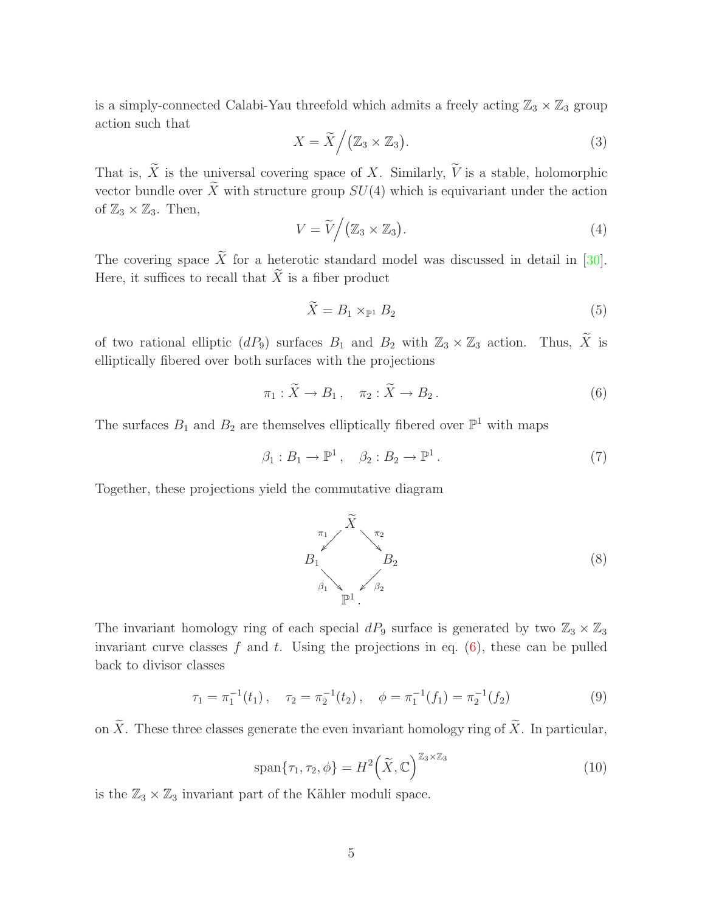is a simply-connected Calabi-Yau threefold which admits a freely acting $\mathbb{Z}_3 \times \mathbb{Z}_3$ group action such that

$$X = \widetilde{X} \Big/ \big(\mathbb{Z}_3 \times \mathbb{Z}_3\big). \tag{3}$$

That is, $\widetilde{X}$ is the universal covering space of $X$. Similarly, $\widetilde{V}$ is a stable, holomorphic vector bundle over $\widetilde{X}$ with structure group $SU(4)$ which is equivariant under the action of $\mathbb{Z}_3 \times \mathbb{Z}_3$. Then,

$$V = \widetilde{V} \Big/ \big(\mathbb{Z}_3 \times \mathbb{Z}_3\big). \tag{4}$$

The covering space $\widetilde{X}$ for a heterotic standard model was discussed in detail in [30]. Here, it suffices to recall that $\widetilde{X}$ is a fiber product

$$\widetilde{X} = B_1 \times_{\mathbb{P}^1} B_2 \tag{5}$$

of two rational elliptic ($dP_9$) surfaces $B_1$ and $B_2$ with $\mathbb{Z}_3 \times \mathbb{Z}_3$ action. Thus, $\widetilde{X}$ is elliptically fibered over both surfaces with the projections

$$\pi_1 : \widetilde{X} \to B_1 \,, \quad \pi_2 : \widetilde{X} \to B_2 \,. \tag{6}$$

The surfaces $B_1$ and $B_2$ are themselves elliptically fibered over $\mathbb{P}^1$ with maps

$$\beta_1 : B_1 \to \mathbb{P}^1 \,, \quad \beta_2 : B_2 \to \mathbb{P}^1 \,. \tag{7}$$

Together, these projections yield the commutative diagram

$$\begin{array}{ccccc} & & \widetilde{X} & & \\ & \swarrow^{\pi_1} & & \searrow^{\pi_2} & \\ B_1 & & & & B_2 \\ & \searrow_{\beta_1} & & \swarrow_{\beta_2} & \\ & & \mathbb{P}^1 . & & \end{array} \tag{8}$$

The invariant homology ring of each special $dP_9$ surface is generated by two $\mathbb{Z}_3 \times \mathbb{Z}_3$ invariant curve classes $f$ and $t$. Using the projections in eq. (6), these can be pulled back to divisor classes

$$\tau_1 = \pi_1^{-1}(t_1) \,, \quad \tau_2 = \pi_2^{-1}(t_2) \,, \quad \phi = \pi_1^{-1}(f_1) = \pi_2^{-1}(f_2) \tag{9}$$

on $\widetilde{X}$. These three classes generate the even invariant homology ring of $\widetilde{X}$. In particular,

$$\operatorname{span}\{\tau_1, \tau_2, \phi\} = H^2\Big(\widetilde{X}, \mathbb{C}\Big)^{\mathbb{Z}_3 \times \mathbb{Z}_3} \tag{10}$$

is the $\mathbb{Z}_3 \times \mathbb{Z}_3$ invariant part of the Kähler moduli space.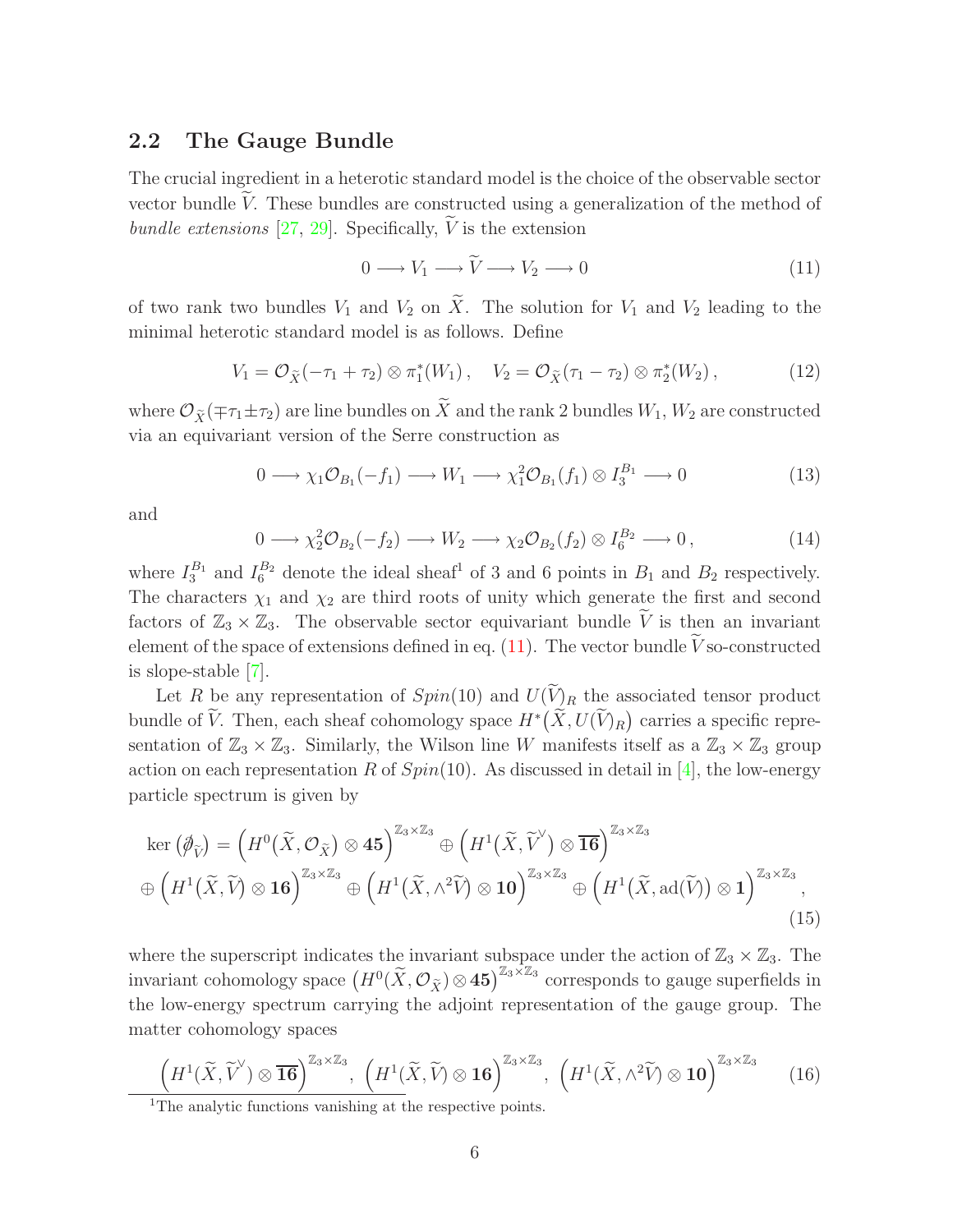## 2.2 The Gauge Bundle

The crucial ingredient in a heterotic standard model is the choice of the observable sector vector bundle $\widetilde{V}$. These bundles are constructed using a generalization of the method of *bundle extensions* [27, 29]. Specifically, $\widetilde{V}$ is the extension

$$0 \longrightarrow V_1 \longrightarrow \widetilde{V} \longrightarrow V_2 \longrightarrow 0 \tag{11}$$

of two rank two bundles $V_1$ and $V_2$ on $\widetilde{X}$. The solution for $V_1$ and $V_2$ leading to the minimal heterotic standard model is as follows. Define

$$V_1 = \mathcal{O}_{\widetilde{X}}(-\tau_1 + \tau_2) \otimes \pi_1^*(W_1)\,, \quad V_2 = \mathcal{O}_{\widetilde{X}}(\tau_1 - \tau_2) \otimes \pi_2^*(W_2)\,, \tag{12}$$

where $\mathcal{O}_{\widetilde{X}}(\mp\tau_1 \pm \tau_2)$ are line bundles on $\widetilde{X}$ and the rank 2 bundles $W_1, W_2$ are constructed via an equivariant version of the Serre construction as

$$0 \longrightarrow \chi_1 \mathcal{O}_{B_1}(-f_1) \longrightarrow W_1 \longrightarrow \chi_1^2 \mathcal{O}_{B_1}(f_1) \otimes I_3^{B_1} \longrightarrow 0 \tag{13}$$

and

$$0 \longrightarrow \chi_2^2 \mathcal{O}_{B_2}(-f_2) \longrightarrow W_2 \longrightarrow \chi_2 \mathcal{O}_{B_2}(f_2) \otimes I_6^{B_2} \longrightarrow 0\,, \tag{14}$$

where $I_3^{B_1}$ and $I_6^{B_2}$ denote the ideal sheaf[1] of 3 and 6 points in $B_1$ and $B_2$ respectively. The characters $\chi_1$ and $\chi_2$ are third roots of unity which generate the first and second factors of $\mathbb{Z}_3 \times \mathbb{Z}_3$. The observable sector equivariant bundle $\widetilde{V}$ is then an invariant element of the space of extensions defined in eq. (11). The vector bundle $\widetilde{V}$ so-constructed is slope-stable [7].

Let $R$ be any representation of $Spin(10)$ and $U(\widetilde{V})_R$ the associated tensor product bundle of $\widetilde{V}$. Then, each sheaf cohomology space $H^*\big(\widetilde{X}, U(\widetilde{V})_R\big)$ carries a specific representation of $\mathbb{Z}_3 \times \mathbb{Z}_3$. Similarly, the Wilson line $W$ manifests itself as a $\mathbb{Z}_3 \times \mathbb{Z}_3$ group action on each representation $R$ of $Spin(10)$. As discussed in detail in [4], the low-energy particle spectrum is given by

$$\begin{aligned} \ker\big(\not{\partial}_{\widetilde{V}}\big) = {} & \Big(H^0\big(\widetilde{X}, \mathcal{O}_{\widetilde{X}}\big) \otimes \mathbf{45}\Big)^{\mathbb{Z}_3 \times \mathbb{Z}_3} \oplus \Big(H^1\big(\widetilde{X}, \widetilde{V}^\vee\big) \otimes \overline{\mathbf{16}}\Big)^{\mathbb{Z}_3 \times \mathbb{Z}_3} \\ \oplus & \Big(H^1\big(\widetilde{X}, \widetilde{V}\big) \otimes \mathbf{16}\Big)^{\mathbb{Z}_3 \times \mathbb{Z}_3} \oplus \Big(H^1\big(\widetilde{X}, \wedge^2 \widetilde{V}\big) \otimes \mathbf{10}\Big)^{\mathbb{Z}_3 \times \mathbb{Z}_3} \oplus \Big(H^1\big(\widetilde{X}, \mathrm{ad}(\widetilde{V})\big) \otimes \mathbf{1}\Big)^{\mathbb{Z}_3 \times \mathbb{Z}_3}, \end{aligned} \tag{15}$$

where the superscript indicates the invariant subspace under the action of $\mathbb{Z}_3 \times \mathbb{Z}_3$. The invariant cohomology space $\big(H^0(\widetilde{X}, \mathcal{O}_{\widetilde{X}}) \otimes \mathbf{45}\big)^{\mathbb{Z}_3 \times \mathbb{Z}_3}$ corresponds to gauge superfields in the low-energy spectrum carrying the adjoint representation of the gauge group. The matter cohomology spaces

$$\Big(H^1(\widetilde{X}, \widetilde{V}^\vee) \otimes \overline{\mathbf{16}}\Big)^{\mathbb{Z}_3 \times \mathbb{Z}_3}, \; \Big(H^1(\widetilde{X}, \widetilde{V}) \otimes \mathbf{16}\Big)^{\mathbb{Z}_3 \times \mathbb{Z}_3}, \; \Big(H^1(\widetilde{X}, \wedge^2 \widetilde{V}) \otimes \mathbf{10}\Big)^{\mathbb{Z}_3 \times \mathbb{Z}_3} \tag{16}$$

[1] The analytic functions vanishing at the respective points.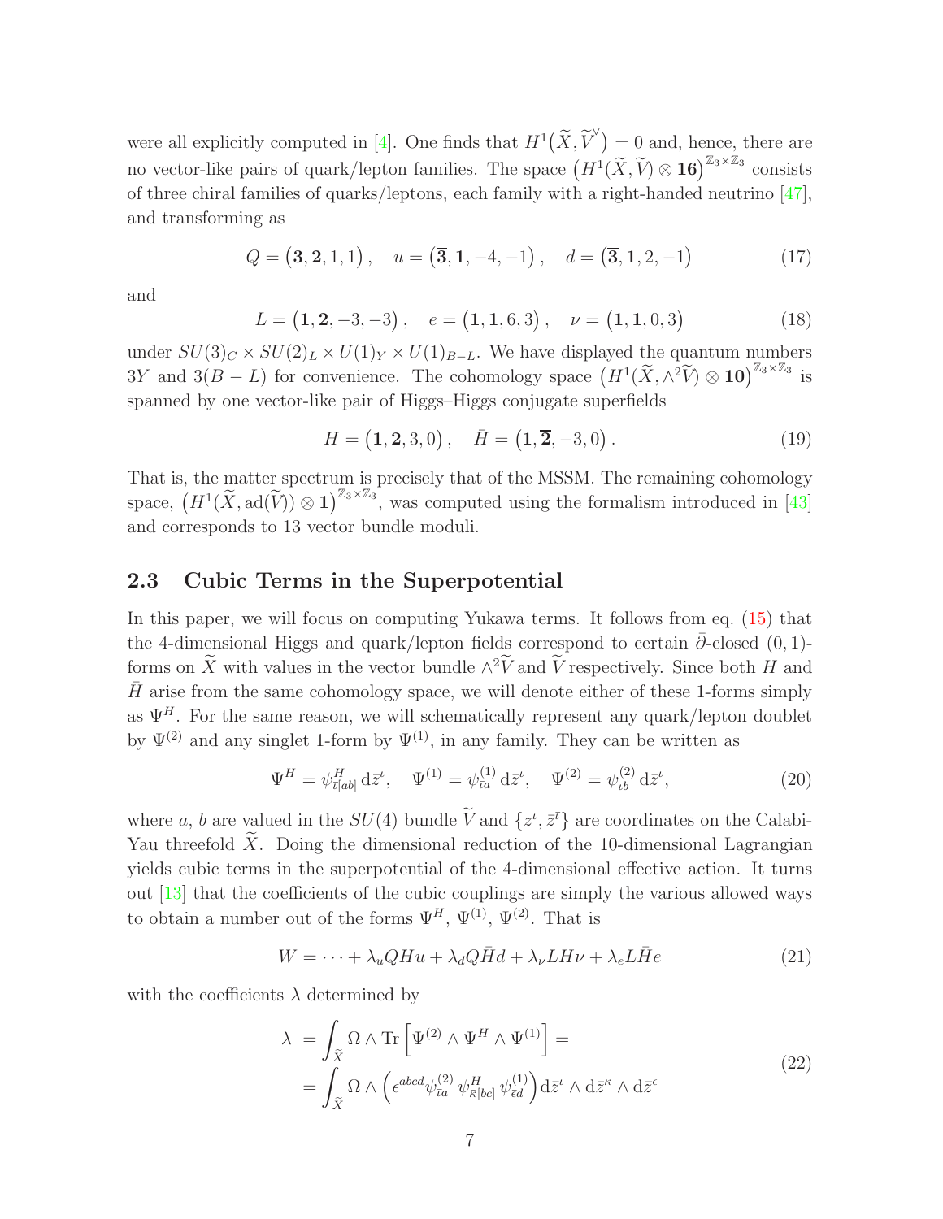were all explicitly computed in [4]. One finds that $H^1\big(\widetilde{X}, \widetilde{V}^\vee\big) = 0$ and, hence, there are no vector-like pairs of quark/lepton families. The space $\big(H^1(\widetilde{X}, \widetilde{V}) \otimes \mathbf{16}\big)^{\mathbb{Z}_3\times\mathbb{Z}_3}$ consists of three chiral families of quarks/leptons, each family with a right-handed neutrino [47], and transforming as

$$
Q = \big(\mathbf{3}, \mathbf{2}, 1, 1\big), \quad u = \big(\overline{\mathbf{3}}, \mathbf{1}, -4, -1\big), \quad d = \big(\overline{\mathbf{3}}, \mathbf{1}, 2, -1\big) \tag{17}
$$

and

$$
L = \big(\mathbf{1}, \mathbf{2}, -3, -3\big), \quad e = \big(\mathbf{1}, \mathbf{1}, 6, 3\big), \quad \nu = \big(\mathbf{1}, \mathbf{1}, 0, 3\big) \tag{18}
$$

under $SU(3)_C \times SU(2)_L \times U(1)_Y \times U(1)_{B-L}$. We have displayed the quantum numbers $3Y$ and $3(B-L)$ for convenience. The cohomology space $\big(H^1(\widetilde{X}, \wedge^2\widetilde{V}) \otimes \mathbf{10}\big)^{\mathbb{Z}_3\times\mathbb{Z}_3}$ is spanned by one vector-like pair of Higgs–Higgs conjugate superfields

$$
H = \big(\mathbf{1}, \mathbf{2}, 3, 0\big), \quad \bar{H} = \big(\mathbf{1}, \overline{\mathbf{2}}, -3, 0\big). \tag{19}
$$

That is, the matter spectrum is precisely that of the MSSM. The remaining cohomology space, $\big(H^1(\widetilde{X}, \mathrm{ad}(\widetilde{V})) \otimes \mathbf{1}\big)^{\mathbb{Z}_3\times\mathbb{Z}_3}$, was computed using the formalism introduced in [43] and corresponds to 13 vector bundle moduli.

## 2.3 Cubic Terms in the Superpotential

In this paper, we will focus on computing Yukawa terms. It follows from eq. (15) that the 4-dimensional Higgs and quark/lepton fields correspond to certain $\bar{\partial}$-closed $(0,1)$-forms on $\widetilde{X}$ with values in the vector bundle $\wedge^2\widetilde{V}$ and $\widetilde{V}$ respectively. Since both $H$ and $\bar{H}$ arise from the same cohomology space, we will denote either of these 1-forms simply as $\Psi^H$. For the same reason, we will schematically represent any quark/lepton doublet by $\Psi^{(2)}$ and any singlet 1-form by $\Psi^{(1)}$, in any family. They can be written as

$$
\Psi^H = \psi^H_{\bar{\iota}[ab]}\, \mathrm{d}\bar{z}^{\bar{\iota}}, \quad \Psi^{(1)} = \psi^{(1)}_{\bar{\iota}a}\, \mathrm{d}\bar{z}^{\bar{\iota}}, \quad \Psi^{(2)} = \psi^{(2)}_{\bar{\iota}b}\, \mathrm{d}\bar{z}^{\bar{\iota}}, \tag{20}
$$

where $a$, $b$ are valued in the $SU(4)$ bundle $\widetilde{V}$ and $\{z^\iota, \bar{z}^{\bar{\iota}}\}$ are coordinates on the Calabi-Yau threefold $\widetilde{X}$. Doing the dimensional reduction of the 10-dimensional Lagrangian yields cubic terms in the superpotential of the 4-dimensional effective action. It turns out [13] that the coefficients of the cubic couplings are simply the various allowed ways to obtain a number out of the forms $\Psi^H$, $\Psi^{(1)}$, $\Psi^{(2)}$. That is

$$
W = \cdots + \lambda_u Q H u + \lambda_d Q \bar{H} d + \lambda_\nu L H \nu + \lambda_e L \bar{H} e \tag{21}
$$

with the coefficients $\lambda$ determined by

$$
\begin{aligned}
\lambda \;&= \int_{\widetilde{X}} \Omega \wedge \mathrm{Tr}\Big[\Psi^{(2)} \wedge \Psi^H \wedge \Psi^{(1)}\Big] = \\
&= \int_{\widetilde{X}} \Omega \wedge \Big(\epsilon^{abcd} \psi^{(2)}_{\bar{\iota}a}\, \psi^H_{\bar{\kappa}[bc]}\, \psi^{(1)}_{\bar{\epsilon}d}\Big) \mathrm{d}\bar{z}^{\bar{\iota}} \wedge \mathrm{d}\bar{z}^{\bar{\kappa}} \wedge \mathrm{d}\bar{z}^{\bar{\epsilon}}
\end{aligned} \tag{22}
$$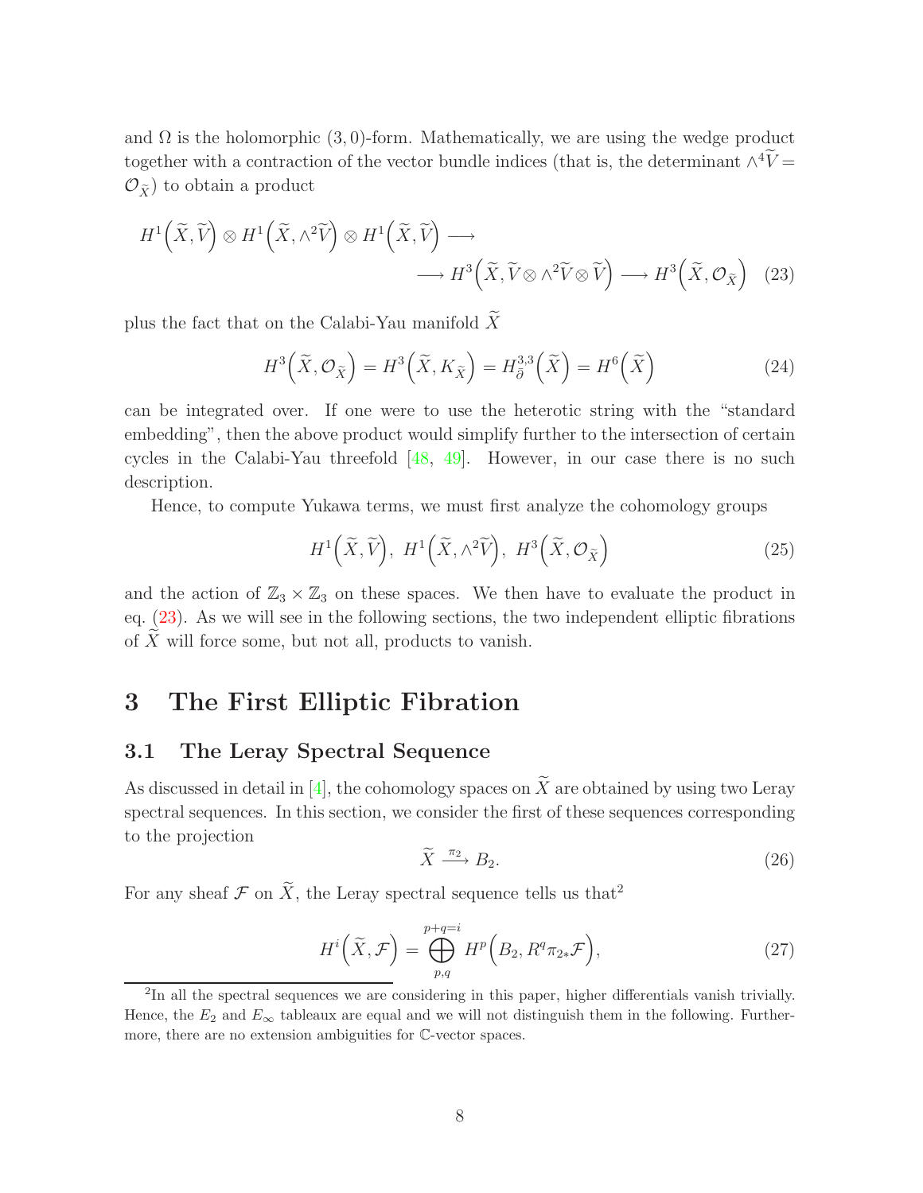and $\Omega$ is the holomorphic $(3,0)$-form. Mathematically, we are using the wedge product together with a contraction of the vector bundle indices (that is, the determinant $\wedge^4 \widetilde{V} = \mathcal{O}_{\widetilde{X}}$) to obtain a product

$$
\begin{aligned}
H^1\Big(\widetilde{X}, \widetilde{V}\Big) \otimes H^1\Big(\widetilde{X}, \wedge^2 \widetilde{V}\Big) \otimes H^1\Big(\widetilde{X}, \widetilde{V}\Big) \longrightarrow \\
\longrightarrow H^3\Big(\widetilde{X}, \widetilde{V} \otimes \wedge^2 \widetilde{V} \otimes \widetilde{V}\Big) \longrightarrow H^3\Big(\widetilde{X}, \mathcal{O}_{\widetilde{X}}\Big) \quad (23)
\end{aligned}
$$

plus the fact that on the Calabi-Yau manifold $\widetilde{X}$

$$
H^3\Big(\widetilde{X}, \mathcal{O}_{\widetilde{X}}\Big) = H^3\Big(\widetilde{X}, K_{\widetilde{X}}\Big) = H^{3,3}_{\bar{\partial}}\Big(\widetilde{X}\Big) = H^6\Big(\widetilde{X}\Big) \tag{24}
$$

can be integrated over. If one were to use the heterotic string with the "standard embedding", then the above product would simplify further to the intersection of certain cycles in the Calabi-Yau threefold [48, 49]. However, in our case there is no such description.

Hence, to compute Yukawa terms, we must first analyze the cohomology groups

$$
H^1\Big(\widetilde{X}, \widetilde{V}\Big),\ H^1\Big(\widetilde{X}, \wedge^2 \widetilde{V}\Big),\ H^3\Big(\widetilde{X}, \mathcal{O}_{\widetilde{X}}\Big) \tag{25}
$$

and the action of $\mathbb{Z}_3 \times \mathbb{Z}_3$ on these spaces. We then have to evaluate the product in eq. (23). As we will see in the following sections, the two independent elliptic fibrations of $\widetilde{X}$ will force some, but not all, products to vanish.

# 3 The First Elliptic Fibration

## 3.1 The Leray Spectral Sequence

As discussed in detail in [4], the cohomology spaces on $\widetilde{X}$ are obtained by using two Leray spectral sequences. In this section, we consider the first of these sequences corresponding to the projection

$$
\widetilde{X} \xrightarrow{\pi_2} B_2. \tag{26}
$$

For any sheaf $\mathcal{F}$ on $\widetilde{X}$, the Leray spectral sequence tells us that[2]

$$
H^i\Big(\widetilde{X}, \mathcal{F}\Big) = \bigoplus_{p,q}^{p+q=i} H^p\Big(B_2, R^q \pi_{2*} \mathcal{F}\Big), \tag{27}
$$

[2] In all the spectral sequences we are considering in this paper, higher differentials vanish trivially. Hence, the $E_2$ and $E_\infty$ tableaux are equal and we will not distinguish them in the following. Furthermore, there are no extension ambiguities for $\mathbb{C}$-vector spaces.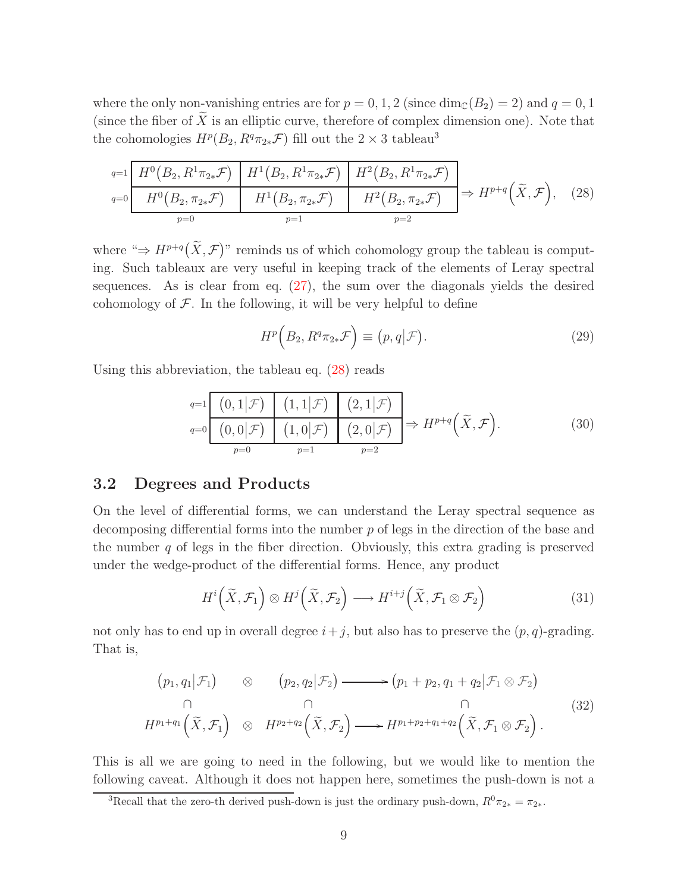where the only non-vanishing entries are for $p = 0, 1, 2$ (since $\dim_{\mathbb{C}}(B_2) = 2$) and $q = 0, 1$ (since the fiber of $\widetilde{X}$ is an elliptic curve, therefore of complex dimension one). Note that the cohomologies $H^p(B_2, R^q\pi_{2*}\mathcal{F})$ fill out the $2 \times 3$ tableau[3]

$$
\begin{array}{r|c|c|c|l}
\cline{2-4}
{\scriptstyle q=1} & H^0\big(B_2, R^1\pi_{2*}\mathcal{F}\big) & H^1\big(B_2, R^1\pi_{2*}\mathcal{F}\big) & H^2\big(B_2, R^1\pi_{2*}\mathcal{F}\big) & \\
\cline{2-4}
{\scriptstyle q=0} & H^0\big(B_2, \pi_{2*}\mathcal{F}\big) & H^1\big(B_2, \pi_{2*}\mathcal{F}\big) & H^2\big(B_2, \pi_{2*}\mathcal{F}\big) & \Rightarrow H^{p+q}\Big(\widetilde{X}, \mathcal{F}\Big), \\
\cline{2-4}
\multicolumn{1}{r}{} & \multicolumn{1}{c}{\scriptstyle p=0} & \multicolumn{1}{c}{\scriptstyle p=1} & \multicolumn{1}{c}{\scriptstyle p=2} &
\end{array}
\tag{28}
$$

where "$\Rightarrow H^{p+q}\big(\widetilde{X}, \mathcal{F}\big)$" reminds us of which cohomology group the tableau is computing. Such tableaux are very useful in keeping track of the elements of Leray spectral sequences. As is clear from eq. (27), the sum over the diagonals yields the desired cohomology of $\mathcal{F}$. In the following, it will be very helpful to define

$$
H^p\Big(B_2, R^q\pi_{2*}\mathcal{F}\Big) \equiv \big(p, q\big|\mathcal{F}\big). \tag{29}
$$

Using this abbreviation, the tableau eq. (28) reads

$$
\begin{array}{r|c|c|c|l}
\cline{2-4}
{\scriptstyle q=1} & \big(0,1\big|\mathcal{F}\big) & \big(1,1\big|\mathcal{F}\big) & \big(2,1\big|\mathcal{F}\big) & \\
\cline{2-4}
{\scriptstyle q=0} & \big(0,0\big|\mathcal{F}\big) & \big(1,0\big|\mathcal{F}\big) & \big(2,0\big|\mathcal{F}\big) & \Rightarrow H^{p+q}\Big(\widetilde{X}, \mathcal{F}\Big). \\
\cline{2-4}
\multicolumn{1}{r}{} & \multicolumn{1}{c}{\scriptstyle p=0} & \multicolumn{1}{c}{\scriptstyle p=1} & \multicolumn{1}{c}{\scriptstyle p=2} &
\end{array}
\tag{30}
$$

## 3.2 Degrees and Products

On the level of differential forms, we can understand the Leray spectral sequence as decomposing differential forms into the number $p$ of legs in the direction of the base and the number $q$ of legs in the fiber direction. Obviously, this extra grading is preserved under the wedge-product of the differential forms. Hence, any product

$$
H^i\Big(\widetilde{X}, \mathcal{F}_1\Big) \otimes H^j\Big(\widetilde{X}, \mathcal{F}_2\Big) \longrightarrow H^{i+j}\Big(\widetilde{X}, \mathcal{F}_1 \otimes \mathcal{F}_2\Big) \tag{31}
$$

not only has to end up in overall degree $i + j$, but also has to preserve the $(p, q)$-grading. That is,

$$
\begin{array}{ccccc}
\big(p_1, q_1\big|\mathcal{F}_1\big) & \otimes & \big(p_2, q_2\big|\mathcal{F}_2\big) & \longrightarrow & \big(p_1 + p_2, q_1 + q_2\big|\mathcal{F}_1 \otimes \mathcal{F}_2\big) \\
\cap & & \cap & & \cap \\
H^{p_1+q_1}\Big(\widetilde{X}, \mathcal{F}_1\Big) & \otimes & H^{p_2+q_2}\Big(\widetilde{X}, \mathcal{F}_2\Big) & \longrightarrow & H^{p_1+p_2+q_1+q_2}\Big(\widetilde{X}, \mathcal{F}_1 \otimes \mathcal{F}_2\Big).
\end{array}
\tag{32}
$$

This is all we are going to need in the following, but we would like to mention the following caveat. Although it does not happen here, sometimes the push-down is not a

[3] Recall that the zero-th derived push-down is just the ordinary push-down, $R^0\pi_{2*} = \pi_{2*}$.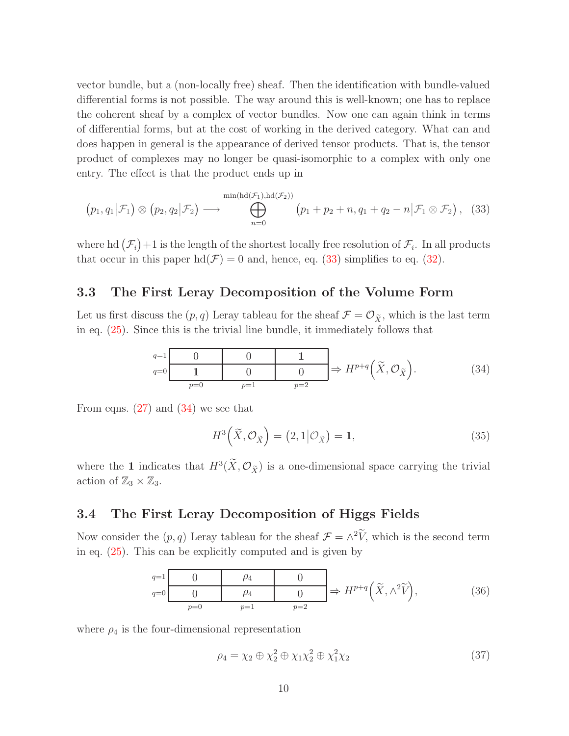vector bundle, but a (non-locally free) sheaf. Then the identification with bundle-valued differential forms is not possible. The way around this is well-known; one has to replace the coherent sheaf by a complex of vector bundles. Now one can again think in terms of differential forms, but at the cost of working in the derived category. What can and does happen in general is the appearance of derived tensor products. That is, the tensor product of complexes may no longer be quasi-isomorphic to a complex with only one entry. The effect is that the product ends up in

$$\big(p_1, q_1\big|\mathcal{F}_1\big) \otimes \big(p_2, q_2\big|\mathcal{F}_2\big) \longrightarrow \bigoplus_{n=0}^{\min(\mathrm{hd}(\mathcal{F}_1),\mathrm{hd}(\mathcal{F}_2))} \big(p_1+p_2+n, q_1+q_2-n\big|\mathcal{F}_1\otimes\mathcal{F}_2\big), \quad (33)$$

where $\mathrm{hd}\big(\mathcal{F}_i\big)+1$ is the length of the shortest locally free resolution of $\mathcal{F}_i$. In all products that occur in this paper $\mathrm{hd}(\mathcal{F})=0$ and, hence, eq. (33) simplifies to eq. (32).

## 3.3 The First Leray Decomposition of the Volume Form

Let us first discuss the $(p,q)$ Leray tableau for the sheaf $\mathcal{F}=\mathcal{O}_{\widetilde{X}}$, which is the last term in eq. (25). Since this is the trivial line bundle, it immediately follows that

$$\begin{array}{r|c|c|c|}
\hline
q=1 & 0 & 0 & \mathbf{1} \\
\hline
q=0 & \mathbf{1} & 0 & 0 \\
\hline
\multicolumn{1}{c}{} & \multicolumn{1}{c}{p=0} & \multicolumn{1}{c}{p=1} & \multicolumn{1}{c}{p=2}
\end{array} \Rightarrow H^{p+q}\Big(\widetilde{X}, \mathcal{O}_{\widetilde{X}}\Big). \quad (34)$$

From eqns. (27) and (34) we see that

$$H^3\Big(\widetilde{X}, \mathcal{O}_{\widetilde{X}}\Big) = \big(2, 1\big|\mathcal{O}_{\widetilde{X}}\big) = \mathbf{1}, \quad (35)$$

where the $\mathbf{1}$ indicates that $H^3(\widetilde{X}, \mathcal{O}_{\widetilde{X}})$ is a one-dimensional space carrying the trivial action of $\mathbb{Z}_3 \times \mathbb{Z}_3$.

## 3.4 The First Leray Decomposition of Higgs Fields

Now consider the $(p,q)$ Leray tableau for the sheaf $\mathcal{F}=\wedge^2\widetilde{V}$, which is the second term in eq. (25). This can be explicitly computed and is given by

$$\begin{array}{r|c|c|c|}
\hline
q=1 & 0 & \rho_4 & 0 \\
\hline
q=0 & 0 & \rho_4 & 0 \\
\hline
\multicolumn{1}{c}{} & \multicolumn{1}{c}{p=0} & \multicolumn{1}{c}{p=1} & \multicolumn{1}{c}{p=2}
\end{array} \Rightarrow H^{p+q}\Big(\widetilde{X}, \wedge^2\widetilde{V}\Big), \quad (36)$$

where $\rho_4$ is the four-dimensional representation

$$\rho_4 = \chi_2 \oplus \chi_2^2 \oplus \chi_1\chi_2^2 \oplus \chi_1^2\chi_2 \quad (37)$$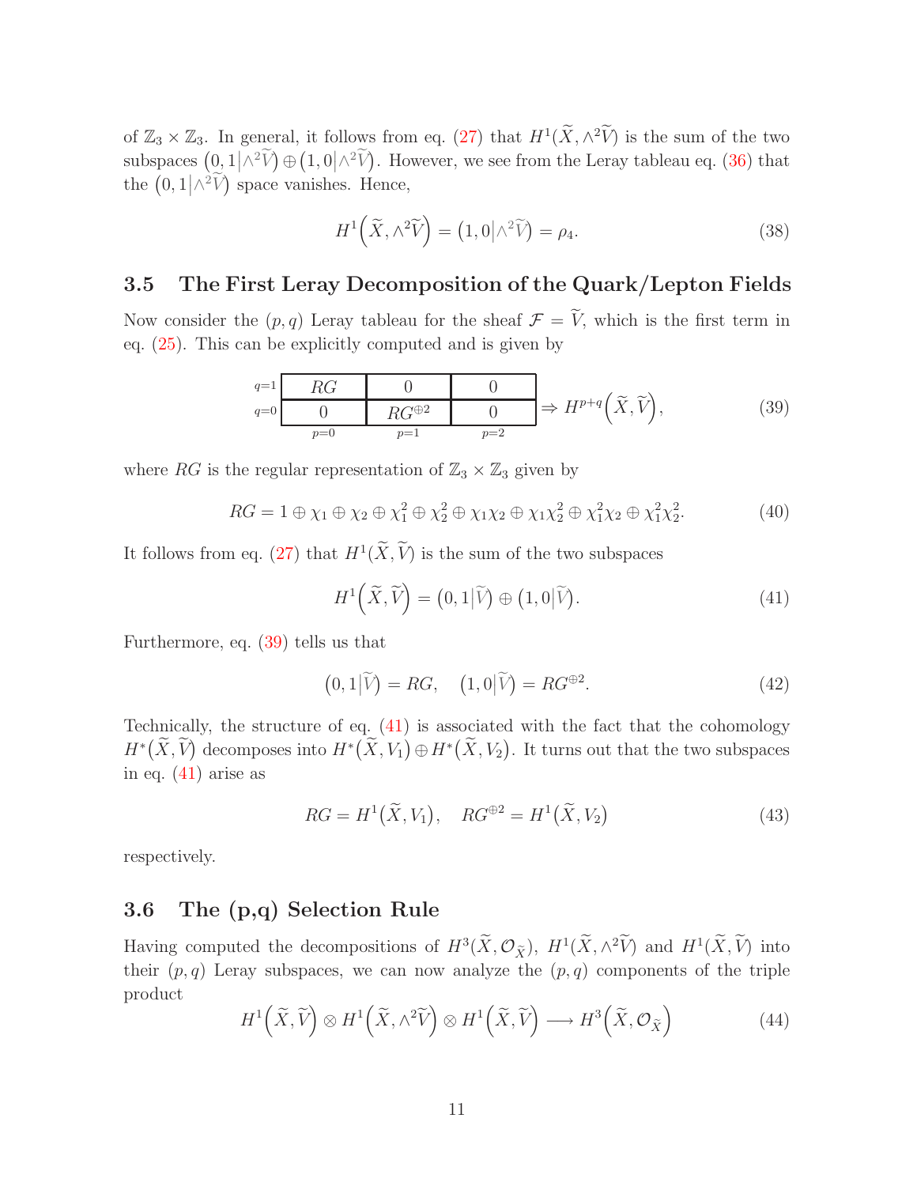of $\mathbb{Z}_3 \times \mathbb{Z}_3$. In general, it follows from eq. (27) that $H^1(\widetilde{X}, \wedge^2 \widetilde{V})$ is the sum of the two subspaces $\left(0,1\middle|\wedge^2\widetilde{V}\right) \oplus \left(1,0\middle|\wedge^2\widetilde{V}\right)$. However, we see from the Leray tableau eq. (36) that the $\left(0,1\middle|\wedge^2\widetilde{V}\right)$ space vanishes. Hence,

$$H^1\Big(\widetilde{X}, \wedge^2\widetilde{V}\Big) = \left(1,0\middle|\wedge^2\widetilde{V}\right) = \rho_4. \tag{38}$$

### 3.5 The First Leray Decomposition of the Quark/Lepton Fields

Now consider the $(p,q)$ Leray tableau for the sheaf $\mathcal{F} = \widetilde{V}$, which is the first term in eq. (25). This can be explicitly computed and is given by

$$\begin{array}{c|c|c|c|}
\hline
q{=}1 & RG & 0 & 0 \\
\hline
q{=}0 & 0 & RG^{\oplus 2} & 0 \\
\hline
 & p{=}0 & p{=}1 & p{=}2
\end{array} \Rightarrow H^{p+q}\Big(\widetilde{X}, \widetilde{V}\Big), \tag{39}$$

where $RG$ is the regular representation of $\mathbb{Z}_3 \times \mathbb{Z}_3$ given by

$$RG = 1 \oplus \chi_1 \oplus \chi_2 \oplus \chi_1^2 \oplus \chi_2^2 \oplus \chi_1\chi_2 \oplus \chi_1\chi_2^2 \oplus \chi_1^2\chi_2 \oplus \chi_1^2\chi_2^2. \tag{40}$$

It follows from eq. (27) that $H^1(\widetilde{X}, \widetilde{V})$ is the sum of the two subspaces

$$H^1\Big(\widetilde{X}, \widetilde{V}\Big) = \left(0,1\middle|\widetilde{V}\right) \oplus \left(1,0\middle|\widetilde{V}\right). \tag{41}$$

Furthermore, eq. (39) tells us that

$$\left(0,1\middle|\widetilde{V}\right) = RG, \quad \left(1,0\middle|\widetilde{V}\right) = RG^{\oplus 2}. \tag{42}$$

Technically, the structure of eq. (41) is associated with the fact that the cohomology $H^*\big(\widetilde{X}, \widetilde{V}\big)$ decomposes into $H^*\big(\widetilde{X}, V_1\big) \oplus H^*\big(\widetilde{X}, V_2\big)$. It turns out that the two subspaces in eq. (41) arise as

$$RG = H^1\big(\widetilde{X}, V_1\big), \quad RG^{\oplus 2} = H^1\big(\widetilde{X}, V_2\big) \tag{43}$$

respectively.

### 3.6 The (p,q) Selection Rule

Having computed the decompositions of $H^3(\widetilde{X}, \mathcal{O}_{\widetilde{X}})$, $H^1(\widetilde{X}, \wedge^2\widetilde{V})$ and $H^1(\widetilde{X}, \widetilde{V})$ into their $(p,q)$ Leray subspaces, we can now analyze the $(p,q)$ components of the triple product

$$H^1\Big(\widetilde{X}, \widetilde{V}\Big) \otimes H^1\Big(\widetilde{X}, \wedge^2\widetilde{V}\Big) \otimes H^1\Big(\widetilde{X}, \widetilde{V}\Big) \longrightarrow H^3\Big(\widetilde{X}, \mathcal{O}_{\widetilde{X}}\Big) \tag{44}$$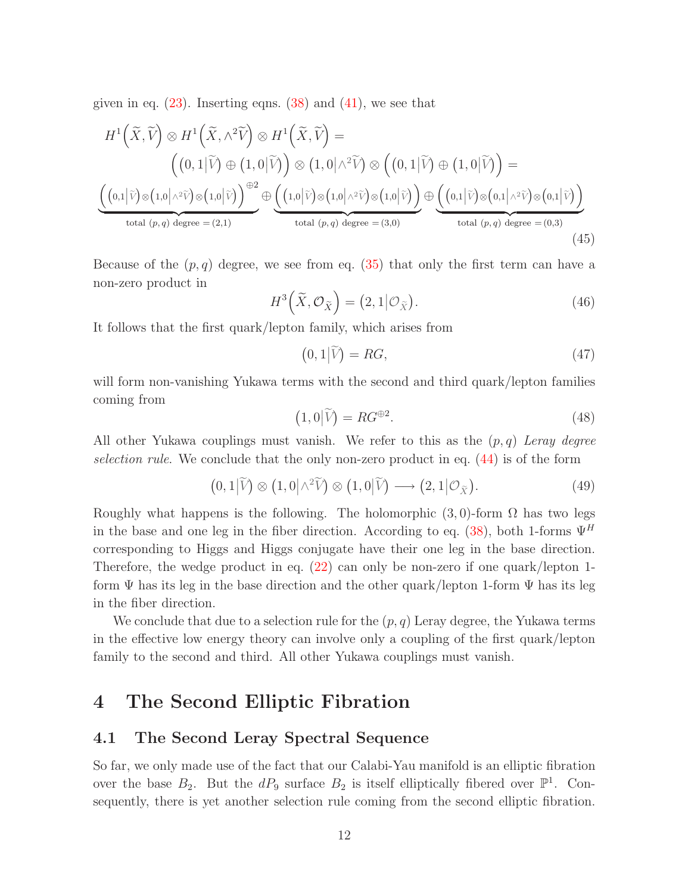given in eq. (23). Inserting eqns. (38) and (41), we see that

$$
\begin{gathered}
H^1\Big(\widetilde{X},\widetilde{V}\Big)\otimes H^1\Big(\widetilde{X},\wedge^2\widetilde{V}\Big)\otimes H^1\Big(\widetilde{X},\widetilde{V}\Big) = \\
\Big(\big(0,1\big|\widetilde{V}\big)\oplus\big(1,0\big|\widetilde{V}\big)\Big)\otimes\big(1,0\big|\wedge^2\widetilde{V}\big)\otimes\Big(\big(0,1\big|\widetilde{V}\big)\oplus\big(1,0\big|\widetilde{V}\big)\Big) = \\
\underbrace{\Big(\big(0,1\big|\widetilde{V}\big)\otimes\big(1,0\big|\wedge^2\widetilde{V}\big)\otimes\big(1,0\big|\widetilde{V}\big)\Big)^{\oplus 2}}_{\text{total }(p,q)\text{ degree }=(2,1)}\oplus\underbrace{\Big(\big(1,0\big|\widetilde{V}\big)\otimes\big(1,0\big|\wedge^2\widetilde{V}\big)\otimes\big(1,0\big|\widetilde{V}\big)\Big)}_{\text{total }(p,q)\text{ degree }=(3,0)}\oplus\underbrace{\Big(\big(0,1\big|\widetilde{V}\big)\otimes\big(0,1\big|\wedge^2\widetilde{V}\big)\otimes\big(0,1\big|\widetilde{V}\big)\Big)}_{\text{total }(p,q)\text{ degree }=(0,3)}
\end{gathered}
\tag{45}
$$

Because of the $(p,q)$ degree, we see from eq. (35) that only the first term can have a non-zero product in

$$
H^3\Big(\widetilde{X},\mathcal{O}_{\widetilde{X}}\Big) = \big(2,1\big|\mathcal{O}_{\widetilde{X}}\big). \tag{46}
$$

It follows that the first quark/lepton family, which arises from

$$
\big(0,1\big|\widetilde{V}\big) = RG, \tag{47}
$$

will form non-vanishing Yukawa terms with the second and third quark/lepton families coming from

$$
\big(1,0\big|\widetilde{V}\big) = RG^{\oplus 2}. \tag{48}
$$

All other Yukawa couplings must vanish. We refer to this as the $(p,q)$ *Leray degree selection rule*. We conclude that the only non-zero product in eq. (44) is of the form

$$
\big(0,1\big|\widetilde{V}\big)\otimes\big(1,0\big|\wedge^2\widetilde{V}\big)\otimes\big(1,0\big|\widetilde{V}\big)\longrightarrow\big(2,1\big|\mathcal{O}_{\widetilde{X}}\big). \tag{49}
$$

Roughly what happens is the following. The holomorphic $(3,0)$-form $\Omega$ has two legs in the base and one leg in the fiber direction. According to eq. (38), both 1-forms $\Psi^H$ corresponding to Higgs and Higgs conjugate have their one leg in the base direction. Therefore, the wedge product in eq. (22) can only be non-zero if one quark/lepton 1-form $\Psi$ has its leg in the base direction and the other quark/lepton 1-form $\Psi$ has its leg in the fiber direction.

We conclude that due to a selection rule for the $(p,q)$ Leray degree, the Yukawa terms in the effective low energy theory can involve only a coupling of the first quark/lepton family to the second and third. All other Yukawa couplings must vanish.

# 4 The Second Elliptic Fibration

## 4.1 The Second Leray Spectral Sequence

So far, we only made use of the fact that our Calabi-Yau manifold is an elliptic fibration over the base $B_2$. But the $dP_9$ surface $B_2$ is itself elliptically fibered over $\mathbb{P}^1$. Consequently, there is yet another selection rule coming from the second elliptic fibration.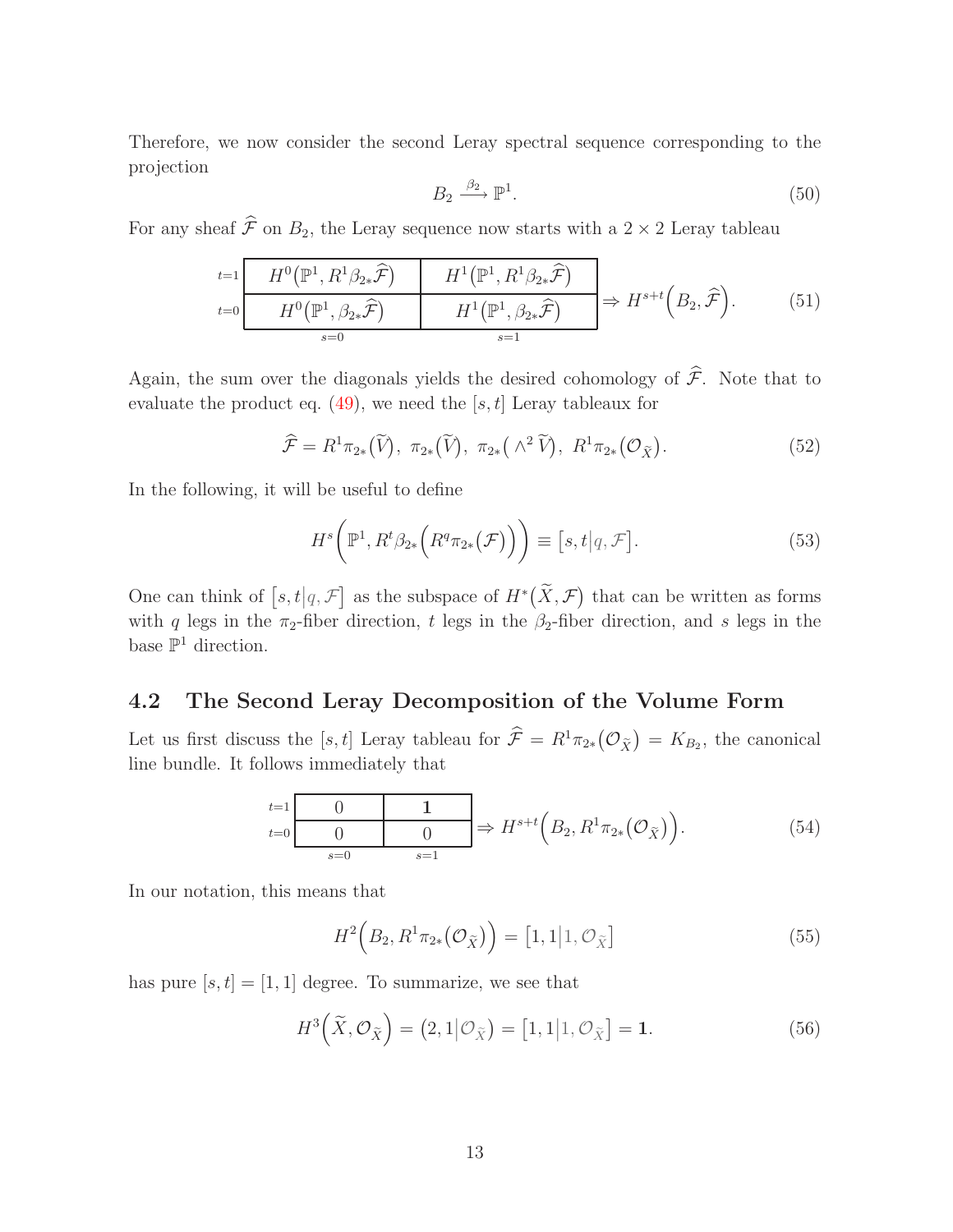Therefore, we now consider the second Leray spectral sequence corresponding to the projection

$$B_2 \xrightarrow{\beta_2} \mathbb{P}^1. \tag{50}$$

For any sheaf $\widehat{\mathcal{F}}$ on $B_2$, the Leray sequence now starts with a $2 \times 2$ Leray tableau

$$\begin{array}{r|c|c|}
\hline
t=1 & H^0\big(\mathbb{P}^1, R^1\beta_{2*}\widehat{\mathcal{F}}\big) & H^1\big(\mathbb{P}^1, R^1\beta_{2*}\widehat{\mathcal{F}}\big) \\
\hline
t=0 & H^0\big(\mathbb{P}^1, \beta_{2*}\widehat{\mathcal{F}}\big) & H^1\big(\mathbb{P}^1, \beta_{2*}\widehat{\mathcal{F}}\big) \\
\hline
\multicolumn{1}{r}{} & \multicolumn{1}{c}{s=0} & \multicolumn{1}{c}{s=1}
\end{array} \Rightarrow H^{s+t}\Big(B_2, \widehat{\mathcal{F}}\Big). \tag{51}$$

Again, the sum over the diagonals yields the desired cohomology of $\widehat{\mathcal{F}}$. Note that to evaluate the product eq. (49), we need the $[s,t]$ Leray tableaux for

$$\widehat{\mathcal{F}} = R^1\pi_{2*}\big(\widetilde{V}\big),\ \pi_{2*}\big(\widetilde{V}\big),\ \pi_{2*}\big(\wedge^2 \widetilde{V}\big),\ R^1\pi_{2*}\big(\mathcal{O}_{\widetilde{X}}\big). \tag{52}$$

In the following, it will be useful to define

$$H^s\Big(\mathbb{P}^1, R^t\beta_{2*}\Big(R^q\pi_{2*}\big(\mathcal{F}\big)\Big)\Big) \equiv \big[s,t\big|q,\mathcal{F}\big]. \tag{53}$$

One can think of $\big[s,t\big|q,\mathcal{F}\big]$ as the subspace of $H^*\big(\widetilde{X},\mathcal{F}\big)$ that can be written as forms with $q$ legs in the $\pi_2$-fiber direction, $t$ legs in the $\beta_2$-fiber direction, and $s$ legs in the base $\mathbb{P}^1$ direction.

## 4.2 The Second Leray Decomposition of the Volume Form

Let us first discuss the $[s,t]$ Leray tableau for $\widehat{\mathcal{F}} = R^1\pi_{2*}\big(\mathcal{O}_{\widetilde{X}}\big) = K_{B_2}$, the canonical line bundle. It follows immediately that

$$\begin{array}{r|c|c|}
\hline
t=1 & 0 & \mathbf{1} \\
\hline
t=0 & 0 & 0 \\
\hline
\multicolumn{1}{r}{} & \multicolumn{1}{c}{s=0} & \multicolumn{1}{c}{s=1}
\end{array} \Rightarrow H^{s+t}\Big(B_2, R^1\pi_{2*}\big(\mathcal{O}_{\widetilde{X}}\big)\Big). \tag{54}$$

In our notation, this means that

$$H^2\Big(B_2, R^1\pi_{2*}\big(\mathcal{O}_{\widetilde{X}}\big)\Big) = \big[1,1\big|1,\mathcal{O}_{\widetilde{X}}\big] \tag{55}$$

has pure $[s,t] = [1,1]$ degree. To summarize, we see that

$$H^3\Big(\widetilde{X},\mathcal{O}_{\widetilde{X}}\Big) = \big(2,1\big|\mathcal{O}_{\widetilde{X}}\big) = \big[1,1\big|1,\mathcal{O}_{\widetilde{X}}\big] = \mathbf{1}. \tag{56}$$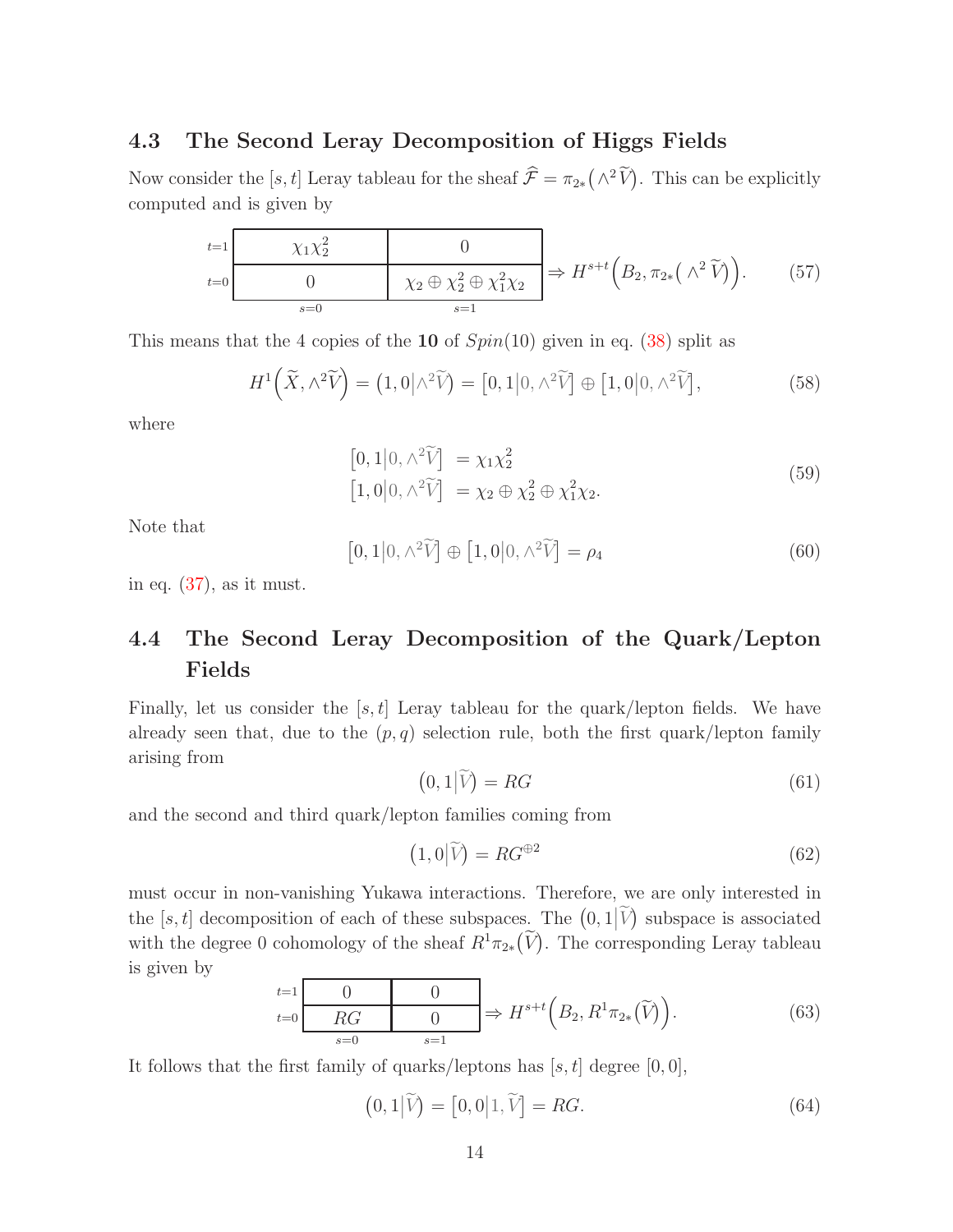### 4.3 The Second Leray Decomposition of Higgs Fields

Now consider the $[s,t]$ Leray tableau for the sheaf $\widehat{\mathcal{F}} = \pi_{2*}\big(\wedge^2 \widetilde{V}\big)$. This can be explicitly computed and is given by

$$
\begin{array}{r|c|c|}
\hline
{\scriptstyle t=1} & \chi_1\chi_2^2 & 0 \\
\hline
{\scriptstyle t=0} & 0 & \chi_2 \oplus \chi_2^2 \oplus \chi_1^2\chi_2 \\
\hline
\multicolumn{1}{r}{} & \multicolumn{1}{c}{\scriptstyle s=0} & \multicolumn{1}{c}{\scriptstyle s=1}
\end{array}
\Rightarrow H^{s+t}\Big(B_2, \pi_{2*}\big(\wedge^2 \widetilde{V}\big)\Big). \tag{57}
$$

This means that the 4 copies of the **10** of $Spin(10)$ given in eq. (38) split as

$$
H^1\Big(\widetilde{X}, \wedge^2\widetilde{V}\Big) = \big(1,0\big|\wedge^2\widetilde{V}\big) = \big[0,1\big|0,\wedge^2\widetilde{V}\big] \oplus \big[1,0\big|0,\wedge^2\widetilde{V}\big], \tag{58}
$$

where

$$
\begin{aligned}
\big[0,1\big|0,\wedge^2\widetilde{V}\big] &= \chi_1\chi_2^2 \\
\big[1,0\big|0,\wedge^2\widetilde{V}\big] &= \chi_2 \oplus \chi_2^2 \oplus \chi_1^2\chi_2.
\end{aligned} \tag{59}
$$

Note that

$$
\big[0,1\big|0,\wedge^2\widetilde{V}\big] \oplus \big[1,0\big|0,\wedge^2\widetilde{V}\big] = \rho_4 \tag{60}
$$

in eq. (37), as it must.

### 4.4 The Second Leray Decomposition of the Quark/Lepton Fields

Finally, let us consider the $[s,t]$ Leray tableau for the quark/lepton fields. We have already seen that, due to the $(p,q)$ selection rule, both the first quark/lepton family arising from

$$
\big(0,1\big|\widetilde{V}\big) = RG \tag{61}
$$

and the second and third quark/lepton families coming from

$$
\big(1,0\big|\widetilde{V}\big) = RG^{\oplus 2} \tag{62}
$$

must occur in non-vanishing Yukawa interactions. Therefore, we are only interested in the $[s,t]$ decomposition of each of these subspaces. The $\big(0,1\big|\widetilde{V}\big)$ subspace is associated with the degree 0 cohomology of the sheaf $R^1\pi_{2*}\big(\widetilde{V}\big)$. The corresponding Leray tableau is given by

$$
\begin{array}{r|c|c|}
\hline
{\scriptstyle t=1} & 0 & 0 \\
\hline
{\scriptstyle t=0} & RG & 0 \\
\hline
\multicolumn{1}{r}{} & \multicolumn{1}{c}{\scriptstyle s=0} & \multicolumn{1}{c}{\scriptstyle s=1}
\end{array}
\Rightarrow H^{s+t}\Big(B_2, R^1\pi_{2*}\big(\widetilde{V}\big)\Big). \tag{63}
$$

It follows that the first family of quarks/leptons has $[s,t]$ degree $[0,0]$,

$$
\big(0,1\big|\widetilde{V}\big) = \big[0,0\big|1,\widetilde{V}\big] = RG. \tag{64}
$$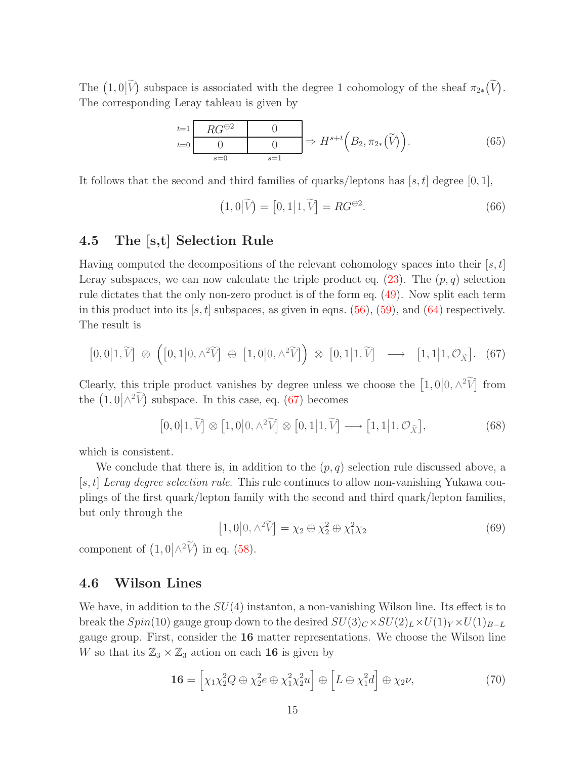The $\left(1,0\middle|\widetilde{V}\right)$ subspace is associated with the degree 1 cohomology of the sheaf $\pi_{2*}\big(\widetilde{V}\big)$. The corresponding Leray tableau is given by

$$
\begin{array}{r|c|c|}
\cline{2-3}
{\scriptstyle t=1} & RG^{\oplus 2} & 0 \\
\cline{2-3}
{\scriptstyle t=0} & 0 & 0 \\
\cline{2-3}
\multicolumn{1}{r}{} & \multicolumn{1}{c}{\scriptstyle s=0} & \multicolumn{1}{c}{\scriptstyle s=1}
\end{array}
\Rightarrow H^{s+t}\Big(B_2, \pi_{2*}\big(\widetilde{V}\big)\Big). \tag{65}
$$

It follows that the second and third families of quarks/leptons has $[s,t]$ degree $[0,1]$,

$$
\left(1,0\middle|\widetilde{V}\right) = \left[0,1\middle|1,\widetilde{V}\right] = RG^{\oplus 2}. \tag{66}
$$

## 4.5 The [s,t] Selection Rule

Having computed the decompositions of the relevant cohomology spaces into their $[s,t]$ Leray subspaces, we can now calculate the triple product eq. (23). The $(p,q)$ selection rule dictates that the only non-zero product is of the form eq. (49). Now split each term in this product into its $[s,t]$ subspaces, as given in eqns. (56), (59), and (64) respectively. The result is

$$
\left[0,0\middle|1,\widetilde{V}\right] \otimes \Big(\left[0,1\middle|0,\wedge^2\widetilde{V}\right] \oplus \left[1,0\middle|0,\wedge^2\widetilde{V}\right]\Big) \otimes \left[0,1\middle|1,\widetilde{V}\right] \longrightarrow \left[1,1\middle|1,\mathcal{O}_{\widetilde{X}}\right]. \tag{67}
$$

Clearly, this triple product vanishes by degree unless we choose the $\left[1,0\middle|0,\wedge^2\widetilde{V}\right]$ from the $\left(1,0\middle|\wedge^2\widetilde{V}\right)$ subspace. In this case, eq. (67) becomes

$$
\left[0,0\middle|1,\widetilde{V}\right] \otimes \left[1,0\middle|0,\wedge^2\widetilde{V}\right] \otimes \left[0,1\middle|1,\widetilde{V}\right] \longrightarrow \left[1,1\middle|1,\mathcal{O}_{\widetilde{X}}\right], \tag{68}
$$

which is consistent.

We conclude that there is, in addition to the $(p,q)$ selection rule discussed above, a $[s,t]$ *Leray degree selection rule*. This rule continues to allow non-vanishing Yukawa couplings of the first quark/lepton family with the second and third quark/lepton families, but only through the

$$
\left[1,0\middle|0,\wedge^2\widetilde{V}\right] = \chi_2 \oplus \chi_2^2 \oplus \chi_1^2\chi_2 \tag{69}
$$

component of $\left(1,0\middle|\wedge^2\widetilde{V}\right)$ in eq. (58).

## 4.6 Wilson Lines

We have, in addition to the $SU(4)$ instanton, a non-vanishing Wilson line. Its effect is to break the $Spin(10)$ gauge group down to the desired $SU(3)_C \times SU(2)_L \times U(1)_Y \times U(1)_{B-L}$ gauge group. First, consider the **16** matter representations. We choose the Wilson line $W$ so that its $\mathbb{Z}_3 \times \mathbb{Z}_3$ action on each **16** is given by

$$
\mathbf{16} = \Big[\chi_1\chi_2^2 Q \oplus \chi_2^2 e \oplus \chi_1^2\chi_2^2 u\Big] \oplus \Big[L \oplus \chi_1^2 d\Big] \oplus \chi_2\nu, \tag{70}
$$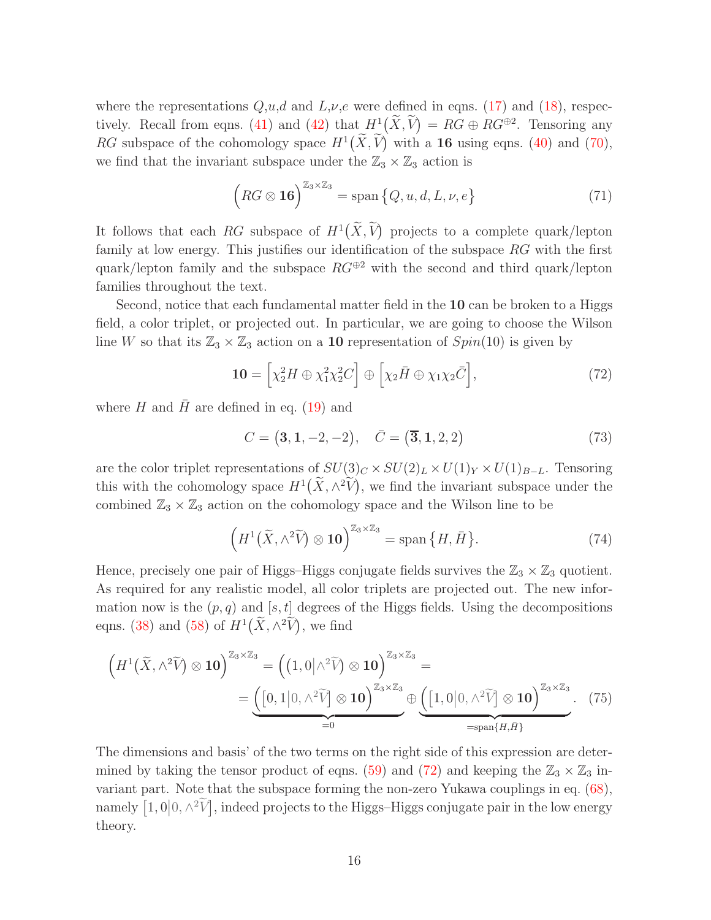where the representations $Q$,$u$,$d$ and $L$,$\nu$,$e$ were defined in eqns. (17) and (18), respectively. Recall from eqns. (41) and (42) that $H^1\big(\widetilde{X}, \widetilde{V}\big) = RG \oplus RG^{\oplus 2}$. Tensoring any $RG$ subspace of the cohomology space $H^1\big(\widetilde{X}, \widetilde{V}\big)$ with a $\mathbf{16}$ using eqns. (40) and (70), we find that the invariant subspace under the $\mathbb{Z}_3 \times \mathbb{Z}_3$ action is

$$\Big(RG \otimes \mathbf{16}\Big)^{\mathbb{Z}_3\times\mathbb{Z}_3} = \operatorname{span}\big\{Q, u, d, L, \nu, e\big\} \tag{71}$$

It follows that each $RG$ subspace of $H^1\big(\widetilde{X}, \widetilde{V}\big)$ projects to a complete quark/lepton family at low energy. This justifies our identification of the subspace $RG$ with the first quark/lepton family and the subspace $RG^{\oplus 2}$ with the second and third quark/lepton families throughout the text.

Second, notice that each fundamental matter field in the $\mathbf{10}$ can be broken to a Higgs field, a color triplet, or projected out. In particular, we are going to choose the Wilson line $W$ so that its $\mathbb{Z}_3 \times \mathbb{Z}_3$ action on a $\mathbf{10}$ representation of $Spin(10)$ is given by

$$\mathbf{10} = \Big[\chi_2^2 H \oplus \chi_1^2\chi_2^2 C\Big] \oplus \Big[\chi_2 \bar{H} \oplus \chi_1\chi_2 \bar{C}\Big], \tag{72}$$

where $H$ and $\bar{H}$ are defined in eq. (19) and

$$C = \big(\mathbf{3}, \mathbf{1}, -2, -2\big), \quad \bar{C} = \big(\overline{\mathbf{3}}, \mathbf{1}, 2, 2\big) \tag{73}$$

are the color triplet representations of $SU(3)_C \times SU(2)_L \times U(1)_Y \times U(1)_{B-L}$. Tensoring this with the cohomology space $H^1\big(\widetilde{X}, \wedge^2\widetilde{V}\big)$, we find the invariant subspace under the combined $\mathbb{Z}_3 \times \mathbb{Z}_3$ action on the cohomology space and the Wilson line to be

$$\Big(H^1\big(\widetilde{X}, \wedge^2\widetilde{V}\big) \otimes \mathbf{10}\Big)^{\mathbb{Z}_3\times\mathbb{Z}_3} = \operatorname{span}\big\{H, \bar{H}\big\}. \tag{74}$$

Hence, precisely one pair of Higgs–Higgs conjugate fields survives the $\mathbb{Z}_3 \times \mathbb{Z}_3$ quotient. As required for any realistic model, all color triplets are projected out. The new information now is the $(p, q)$ and $[s, t]$ degrees of the Higgs fields. Using the decompositions eqns. (38) and (58) of $H^1\big(\widetilde{X}, \wedge^2\widetilde{V}\big)$, we find

$$\begin{aligned}\Big(H^1\big(\widetilde{X}, \wedge^2\widetilde{V}\big) \otimes \mathbf{10}\Big)^{\mathbb{Z}_3\times\mathbb{Z}_3} &= \Big(\big(1,0\big|\wedge^2\widetilde{V}\big) \otimes \mathbf{10}\Big)^{\mathbb{Z}_3\times\mathbb{Z}_3} = \\ &= \underbrace{\Big(\big[0,1\big|0,\wedge^2\widetilde{V}\big] \otimes \mathbf{10}\Big)^{\mathbb{Z}_3\times\mathbb{Z}_3}}_{=0} \oplus \underbrace{\Big(\big[1,0\big|0,\wedge^2\widetilde{V}\big] \otimes \mathbf{10}\Big)^{\mathbb{Z}_3\times\mathbb{Z}_3}}_{=\operatorname{span}\{H,\bar{H}\}}.\end{aligned} \tag{75}$$

The dimensions and basis' of the two terms on the right side of this expression are determined by taking the tensor product of eqns. (59) and (72) and keeping the $\mathbb{Z}_3 \times \mathbb{Z}_3$ invariant part. Note that the subspace forming the non-zero Yukawa couplings in eq. (68), namely $\big[1, 0\big|0, \wedge^2\widetilde{V}\big]$, indeed projects to the Higgs–Higgs conjugate pair in the low energy theory.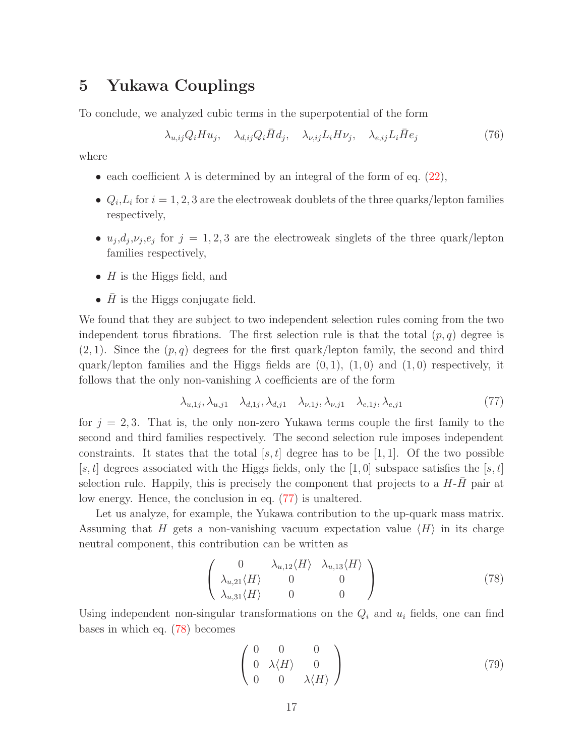# 5 Yukawa Couplings

To conclude, we analyzed cubic terms in the superpotential of the form

$$\lambda_{u,ij} Q_i H u_j, \quad \lambda_{d,ij} Q_i \bar{H} d_j, \quad \lambda_{\nu,ij} L_i H \nu_j, \quad \lambda_{e,ij} L_i \bar{H} e_j \tag{76}$$

where

- each coefficient $\lambda$ is determined by an integral of the form of eq. (22),
- $Q_i$,$L_i$ for $i = 1, 2, 3$ are the electroweak doublets of the three quarks/lepton families respectively,
- $u_j$,$d_j$,$\nu_j$,$e_j$ for $j = 1, 2, 3$ are the electroweak singlets of the three quark/lepton families respectively,
- $H$ is the Higgs field, and
- $\bar{H}$ is the Higgs conjugate field.

We found that they are subject to two independent selection rules coming from the two independent torus fibrations. The first selection rule is that the total $(p, q)$ degree is $(2, 1)$. Since the $(p, q)$ degrees for the first quark/lepton family, the second and third quark/lepton families and the Higgs fields are $(0, 1)$, $(1, 0)$ and $(1, 0)$ respectively, it follows that the only non-vanishing $\lambda$ coefficients are of the form

$$\lambda_{u,1j}, \lambda_{u,j1} \quad \lambda_{d,1j}, \lambda_{d,j1} \quad \lambda_{\nu,1j}, \lambda_{\nu,j1} \quad \lambda_{e,1j}, \lambda_{e,j1} \tag{77}$$

for $j = 2, 3$. That is, the only non-zero Yukawa terms couple the first family to the second and third families respectively. The second selection rule imposes independent constraints. It states that the total $[s, t]$ degree has to be $[1, 1]$. Of the two possible $[s, t]$ degrees associated with the Higgs fields, only the $[1, 0]$ subspace satisfies the $[s, t]$ selection rule. Happily, this is precisely the component that projects to a $H$-$\bar{H}$ pair at low energy. Hence, the conclusion in eq. (77) is unaltered.

Let us analyze, for example, the Yukawa contribution to the up-quark mass matrix. Assuming that $H$ gets a non-vanishing vacuum expectation value $\langle H \rangle$ in its charge neutral component, this contribution can be written as

$$\begin{pmatrix} 0 & \lambda_{u,12}\langle H \rangle & \lambda_{u,13}\langle H \rangle \\ \lambda_{u,21}\langle H \rangle & 0 & 0 \\ \lambda_{u,31}\langle H \rangle & 0 & 0 \end{pmatrix} \tag{78}$$

Using independent non-singular transformations on the $Q_i$ and $u_i$ fields, one can find bases in which eq. (78) becomes

$$\begin{pmatrix} 0 & 0 & 0 \\ 0 & \lambda\langle H \rangle & 0 \\ 0 & 0 & \lambda\langle H \rangle \end{pmatrix} \tag{79}$$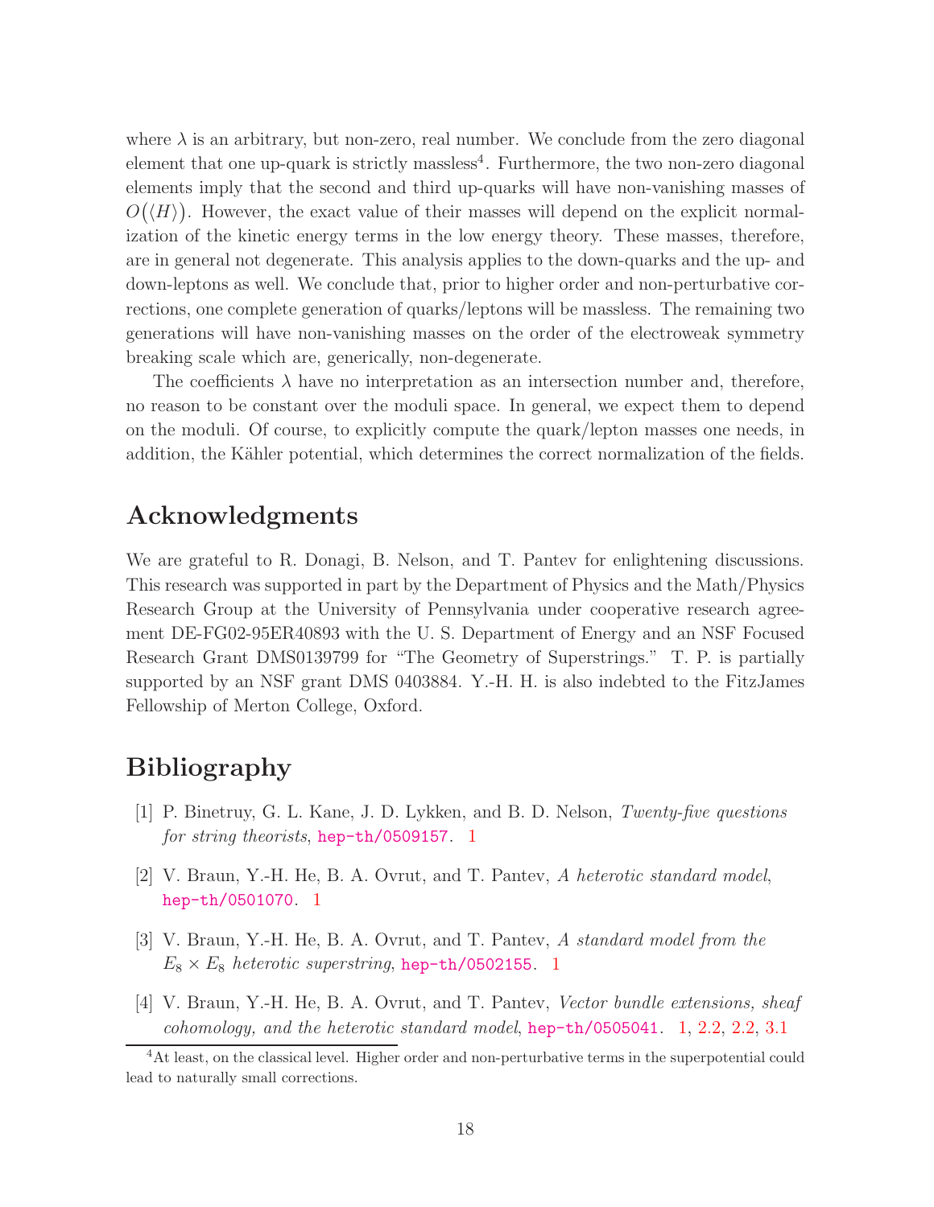where $\lambda$ is an arbitrary, but non-zero, real number. We conclude from the zero diagonal element that one up-quark is strictly massless[4]. Furthermore, the two non-zero diagonal elements imply that the second and third up-quarks will have non-vanishing masses of $O(\langle H \rangle)$. However, the exact value of their masses will depend on the explicit normalization of the kinetic energy terms in the low energy theory. These masses, therefore, are in general not degenerate. This analysis applies to the down-quarks and the up- and down-leptons as well. We conclude that, prior to higher order and non-perturbative corrections, one complete generation of quarks/leptons will be massless. The remaining two generations will have non-vanishing masses on the order of the electroweak symmetry breaking scale which are, generically, non-degenerate.

The coefficients $\lambda$ have no interpretation as an intersection number and, therefore, no reason to be constant over the moduli space. In general, we expect them to depend on the moduli. Of course, to explicitly compute the quark/lepton masses one needs, in addition, the Kähler potential, which determines the correct normalization of the fields.

## Acknowledgments

We are grateful to R. Donagi, B. Nelson, and T. Pantev for enlightening discussions. This research was supported in part by the Department of Physics and the Math/Physics Research Group at the University of Pennsylvania under cooperative research agreement DE-FG02-95ER40893 with the U. S. Department of Energy and an NSF Focused Research Grant DMS0139799 for "The Geometry of Superstrings." T. P. is partially supported by an NSF grant DMS 0403884. Y.-H. H. is also indebted to the FitzJames Fellowship of Merton College, Oxford.

## Bibliography

[1] P. Binetruy, G. L. Kane, J. D. Lykken, and B. D. Nelson, *Twenty-five questions for string theorists*, hep-th/0509157. 1

[2] V. Braun, Y.-H. He, B. A. Ovrut, and T. Pantev, *A heterotic standard model*, hep-th/0501070. 1

[3] V. Braun, Y.-H. He, B. A. Ovrut, and T. Pantev, *A standard model from the $E_8 \times E_8$ heterotic superstring*, hep-th/0502155. 1

[4] V. Braun, Y.-H. He, B. A. Ovrut, and T. Pantev, *Vector bundle extensions, sheaf cohomology, and the heterotic standard model*, hep-th/0505041. 1, 2.2, 2.2, 3.1

[4] At least, on the classical level. Higher order and non-perturbative terms in the superpotential could lead to naturally small corrections.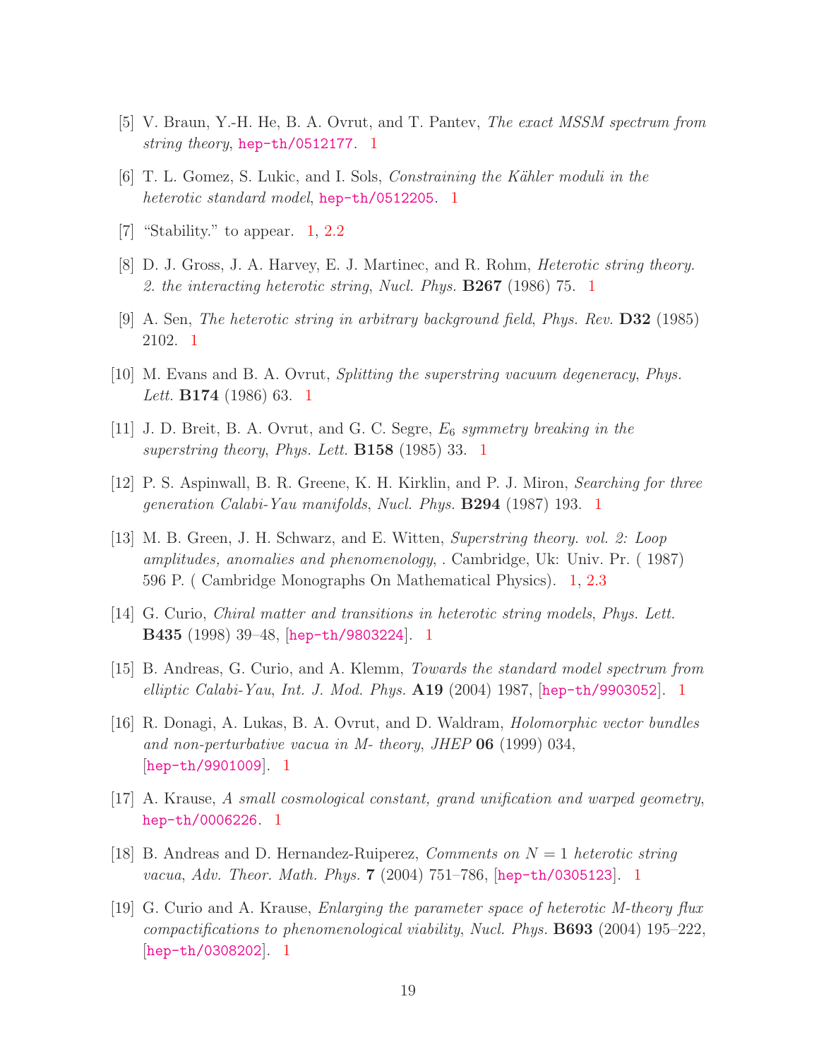[5] V. Braun, Y.-H. He, B. A. Ovrut, and T. Pantev, *The exact MSSM spectrum from string theory*, hep-th/0512177. 1

[6] T. L. Gomez, S. Lukic, and I. Sols, *Constraining the Kähler moduli in the heterotic standard model*, hep-th/0512205. 1

[7] "Stability." to appear. 1, 2.2

[8] D. J. Gross, J. A. Harvey, E. J. Martinec, and R. Rohm, *Heterotic string theory. 2. the interacting heterotic string*, *Nucl. Phys.* **B267** (1986) 75. 1

[9] A. Sen, *The heterotic string in arbitrary background field*, *Phys. Rev.* **D32** (1985) 2102. 1

[10] M. Evans and B. A. Ovrut, *Splitting the superstring vacuum degeneracy*, *Phys. Lett.* **B174** (1986) 63. 1

[11] J. D. Breit, B. A. Ovrut, and G. C. Segre, $E_6$ *symmetry breaking in the superstring theory*, *Phys. Lett.* **B158** (1985) 33. 1

[12] P. S. Aspinwall, B. R. Greene, K. H. Kirklin, and P. J. Miron, *Searching for three generation Calabi-Yau manifolds*, *Nucl. Phys.* **B294** (1987) 193. 1

[13] M. B. Green, J. H. Schwarz, and E. Witten, *Superstring theory. vol. 2: Loop amplitudes, anomalies and phenomenology*, . Cambridge, Uk: Univ. Pr. ( 1987) 596 P. ( Cambridge Monographs On Mathematical Physics). 1, 2.3

[14] G. Curio, *Chiral matter and transitions in heterotic string models*, *Phys. Lett.* **B435** (1998) 39–48, [hep-th/9803224]. 1

[15] B. Andreas, G. Curio, and A. Klemm, *Towards the standard model spectrum from elliptic Calabi-Yau*, *Int. J. Mod. Phys.* **A19** (2004) 1987, [hep-th/9903052]. 1

[16] R. Donagi, A. Lukas, B. A. Ovrut, and D. Waldram, *Holomorphic vector bundles and non-perturbative vacua in M- theory*, *JHEP* **06** (1999) 034, [hep-th/9901009]. 1

[17] A. Krause, *A small cosmological constant, grand unification and warped geometry*, hep-th/0006226. 1

[18] B. Andreas and D. Hernandez-Ruiperez, *Comments on $N = 1$ heterotic string vacua*, *Adv. Theor. Math. Phys.* **7** (2004) 751–786, [hep-th/0305123]. 1

[19] G. Curio and A. Krause, *Enlarging the parameter space of heterotic M-theory flux compactifications to phenomenological viability*, *Nucl. Phys.* **B693** (2004) 195–222, [hep-th/0308202]. 1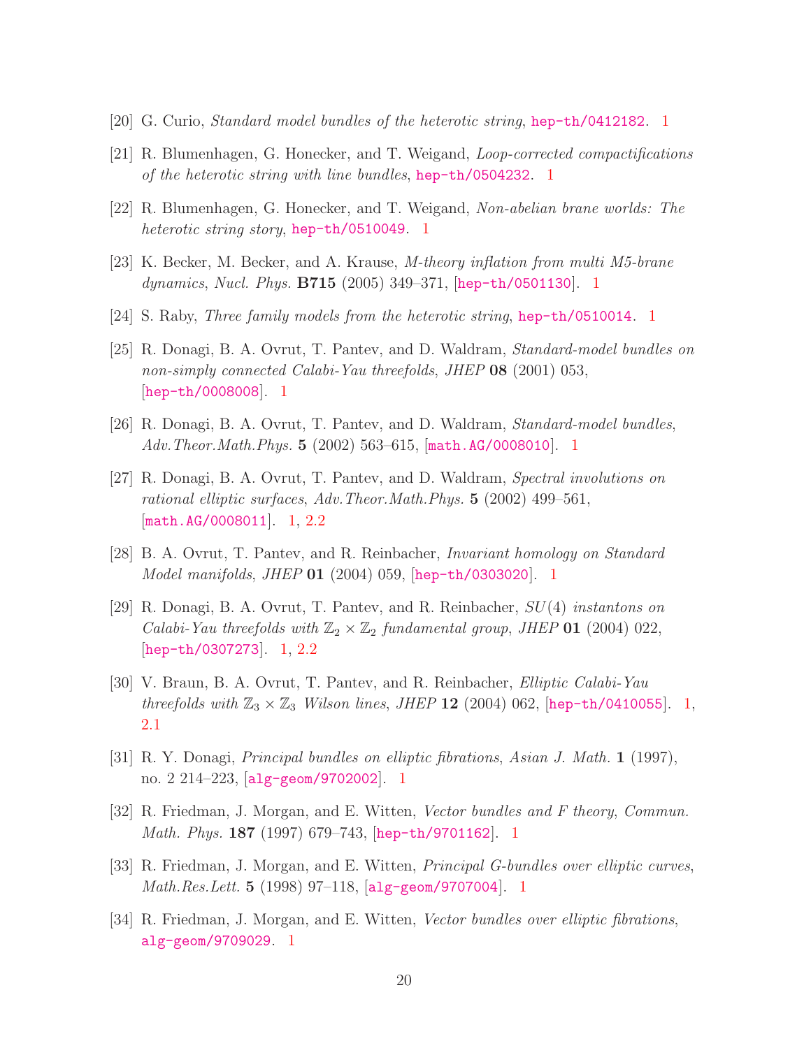[20] G. Curio, *Standard model bundles of the heterotic string*, hep-th/0412182. 1

[21] R. Blumenhagen, G. Honecker, and T. Weigand, *Loop-corrected compactifications of the heterotic string with line bundles*, hep-th/0504232. 1

[22] R. Blumenhagen, G. Honecker, and T. Weigand, *Non-abelian brane worlds: The heterotic string story*, hep-th/0510049. 1

[23] K. Becker, M. Becker, and A. Krause, *M-theory inflation from multi M5-brane dynamics*, *Nucl. Phys.* **B715** (2005) 349–371, [hep-th/0501130]. 1

[24] S. Raby, *Three family models from the heterotic string*, hep-th/0510014. 1

[25] R. Donagi, B. A. Ovrut, T. Pantev, and D. Waldram, *Standard-model bundles on non-simply connected Calabi-Yau threefolds*, *JHEP* **08** (2001) 053, [hep-th/0008008]. 1

[26] R. Donagi, B. A. Ovrut, T. Pantev, and D. Waldram, *Standard-model bundles*, *Adv.Theor.Math.Phys.* **5** (2002) 563–615, [math.AG/0008010]. 1

[27] R. Donagi, B. A. Ovrut, T. Pantev, and D. Waldram, *Spectral involutions on rational elliptic surfaces*, *Adv.Theor.Math.Phys.* **5** (2002) 499–561, [math.AG/0008011]. 1, 2.2

[28] B. A. Ovrut, T. Pantev, and R. Reinbacher, *Invariant homology on Standard Model manifolds*, *JHEP* **01** (2004) 059, [hep-th/0303020]. 1

[29] R. Donagi, B. A. Ovrut, T. Pantev, and R. Reinbacher, *$SU(4)$ instantons on Calabi-Yau threefolds with $\mathbb{Z}_2 \times \mathbb{Z}_2$ fundamental group*, *JHEP* **01** (2004) 022, [hep-th/0307273]. 1, 2.2

[30] V. Braun, B. A. Ovrut, T. Pantev, and R. Reinbacher, *Elliptic Calabi-Yau threefolds with $\mathbb{Z}_3 \times \mathbb{Z}_3$ Wilson lines*, *JHEP* **12** (2004) 062, [hep-th/0410055]. 1, 2.1

[31] R. Y. Donagi, *Principal bundles on elliptic fibrations*, *Asian J. Math.* **1** (1997), no. 2 214–223, [alg-geom/9702002]. 1

[32] R. Friedman, J. Morgan, and E. Witten, *Vector bundles and F theory*, *Commun. Math. Phys.* **187** (1997) 679–743, [hep-th/9701162]. 1

[33] R. Friedman, J. Morgan, and E. Witten, *Principal G-bundles over elliptic curves*, *Math.Res.Lett.* **5** (1998) 97–118, [alg-geom/9707004]. 1

[34] R. Friedman, J. Morgan, and E. Witten, *Vector bundles over elliptic fibrations*, alg-geom/9709029. 1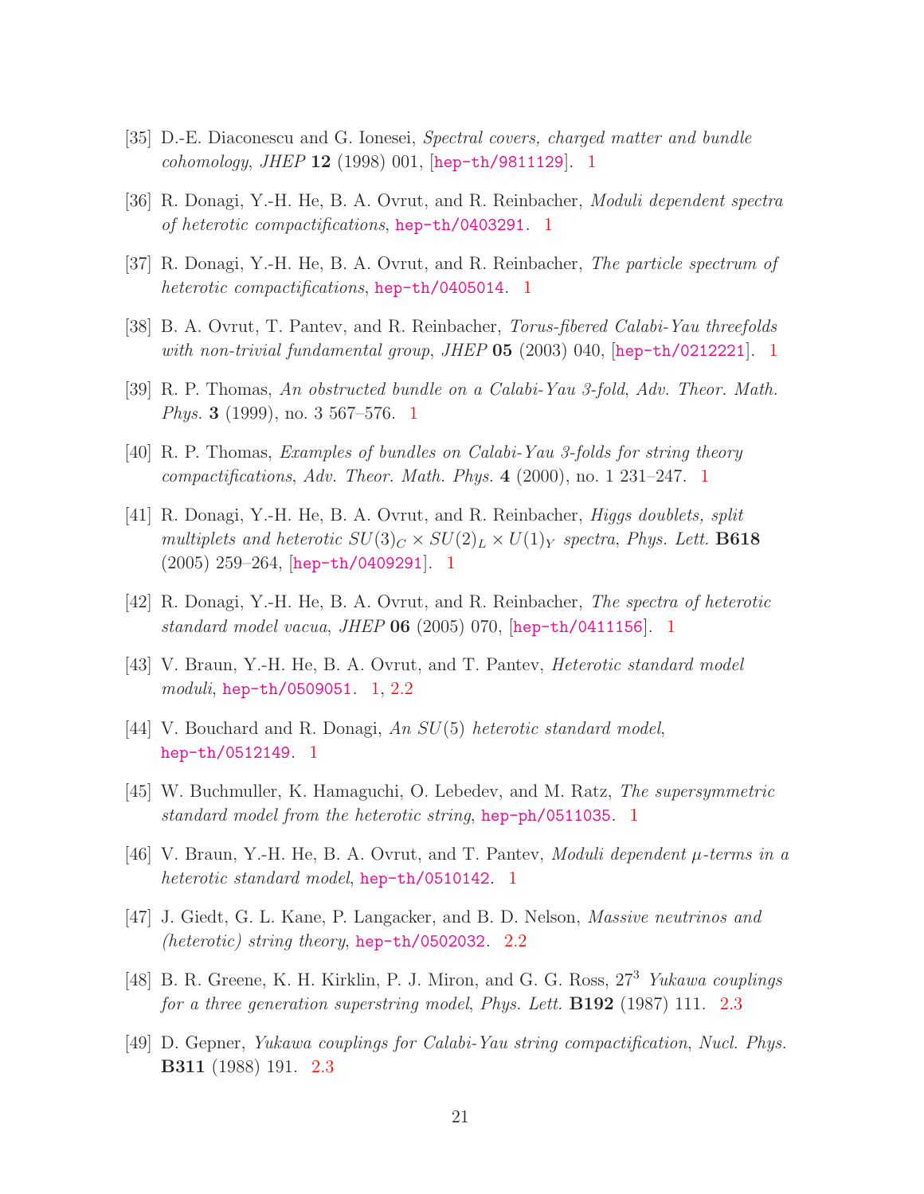[35] D.-E. Diaconescu and G. Ionesei, *Spectral covers, charged matter and bundle cohomology*, *JHEP* **12** (1998) 001, [hep-th/9811129]. 1

[36] R. Donagi, Y.-H. He, B. A. Ovrut, and R. Reinbacher, *Moduli dependent spectra of heterotic compactifications*, hep-th/0403291. 1

[37] R. Donagi, Y.-H. He, B. A. Ovrut, and R. Reinbacher, *The particle spectrum of heterotic compactifications*, hep-th/0405014. 1

[38] B. A. Ovrut, T. Pantev, and R. Reinbacher, *Torus-fibered Calabi-Yau threefolds with non-trivial fundamental group*, *JHEP* **05** (2003) 040, [hep-th/0212221]. 1

[39] R. P. Thomas, *An obstructed bundle on a Calabi-Yau 3-fold*, *Adv. Theor. Math. Phys.* **3** (1999), no. 3 567–576. 1

[40] R. P. Thomas, *Examples of bundles on Calabi-Yau 3-folds for string theory compactifications*, *Adv. Theor. Math. Phys.* **4** (2000), no. 1 231–247. 1

[41] R. Donagi, Y.-H. He, B. A. Ovrut, and R. Reinbacher, *Higgs doublets, split multiplets and heterotic $SU(3)_C \times SU(2)_L \times U(1)_Y$ spectra*, *Phys. Lett.* **B618** (2005) 259–264, [hep-th/0409291]. 1

[42] R. Donagi, Y.-H. He, B. A. Ovrut, and R. Reinbacher, *The spectra of heterotic standard model vacua*, *JHEP* **06** (2005) 070, [hep-th/0411156]. 1

[43] V. Braun, Y.-H. He, B. A. Ovrut, and T. Pantev, *Heterotic standard model moduli*, hep-th/0509051. 1, 2.2

[44] V. Bouchard and R. Donagi, *An $SU(5)$ heterotic standard model*, hep-th/0512149. 1

[45] W. Buchmuller, K. Hamaguchi, O. Lebedev, and M. Ratz, *The supersymmetric standard model from the heterotic string*, hep-ph/0511035. 1

[46] V. Braun, Y.-H. He, B. A. Ovrut, and T. Pantev, *Moduli dependent $\mu$-terms in a heterotic standard model*, hep-th/0510142. 1

[47] J. Giedt, G. L. Kane, P. Langacker, and B. D. Nelson, *Massive neutrinos and (heterotic) string theory*, hep-th/0502032. 2.2

[48] B. R. Greene, K. H. Kirklin, P. J. Miron, and G. G. Ross, $27^3$ *Yukawa couplings for a three generation superstring model*, *Phys. Lett.* **B192** (1987) 111. 2.3

[49] D. Gepner, *Yukawa couplings for Calabi-Yau string compactification*, *Nucl. Phys.* **B311** (1988) 191. 2.3